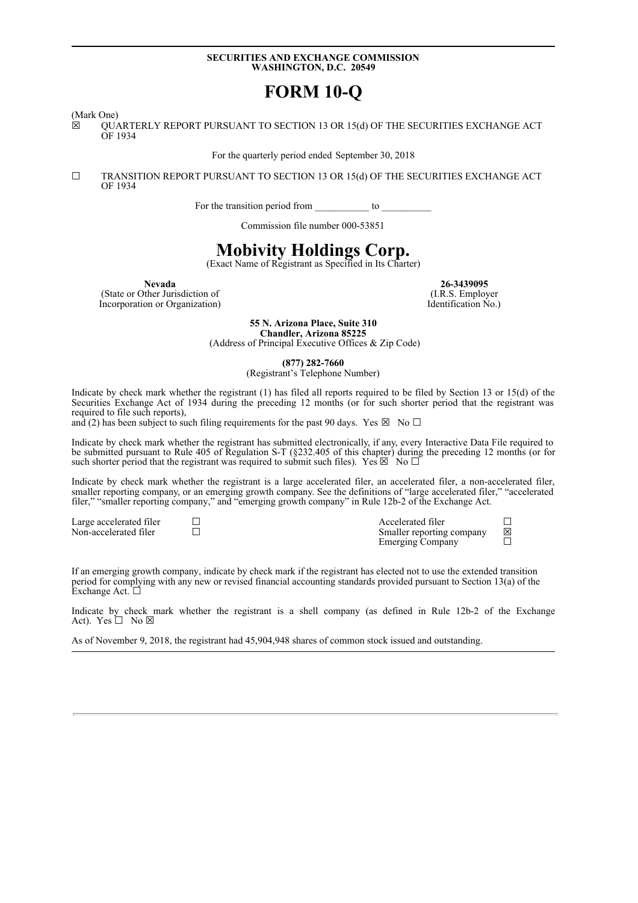**SECURITIES AND EXCHANGE COMMISSION**
**WASHINGTON, D.C. 20549**

# FORM 10-Q

(Mark One)

☒ QUARTERLY REPORT PURSUANT TO SECTION 13 OR 15(d) OF THE SECURITIES EXCHANGE ACT OF 1934

For the quarterly period ended September 30, 2018

☐ TRANSITION REPORT PURSUANT TO SECTION 13 OR 15(d) OF THE SECURITIES EXCHANGE ACT OF 1934

For the transition period from ___________ to __________

Commission file number 000-53851

# Mobivity Holdings Corp.

(Exact Name of Registrant as Specified in Its Charter)

| **Nevada** | **26-3439095** |
|---|---|
| (State or Other Jurisdiction of Incorporation or Organization) | (I.R.S. Employer Identification No.) |

**55 N. Arizona Place, Suite 310**
**Chandler, Arizona 85225**
(Address of Principal Executive Offices & Zip Code)

**(877) 282-7660**
(Registrant's Telephone Number)

Indicate by check mark whether the registrant (1) has filed all reports required to be filed by Section 13 or 15(d) of the Securities Exchange Act of 1934 during the preceding 12 months (or for such shorter period that the registrant was required to file such reports),
and (2) has been subject to such filing requirements for the past 90 days. Yes ☒ No ☐

Indicate by check mark whether the registrant has submitted electronically, if any, every Interactive Data File required to be submitted pursuant to Rule 405 of Regulation S-T (§232.405 of this chapter) during the preceding 12 months (or for such shorter period that the registrant was required to submit such files). Yes ☒ No ☐

Indicate by check mark whether the registrant is a large accelerated filer, an accelerated filer, a non-accelerated filer, smaller reporting company, or an emerging growth company. See the definitions of "large accelerated filer," "accelerated filer," "smaller reporting company," and "emerging growth company" in Rule 12b-2 of the Exchange Act.

| | | | |
|---|---|---|---|
| Large accelerated filer | ☐ | Accelerated filer | ☐ |
| Non-accelerated filer | ☐ | Smaller reporting company | ☒ |
| | | Emerging Company | ☐ |

If an emerging growth company, indicate by check mark if the registrant has elected not to use the extended transition period for complying with any new or revised financial accounting standards provided pursuant to Section 13(a) of the Exchange Act. ☐

Indicate by check mark whether the registrant is a shell company (as defined in Rule 12b-2 of the Exchange Act). Yes ☐ No ☒

As of November 9, 2018, the registrant had 45,904,948 shares of common stock issued and outstanding.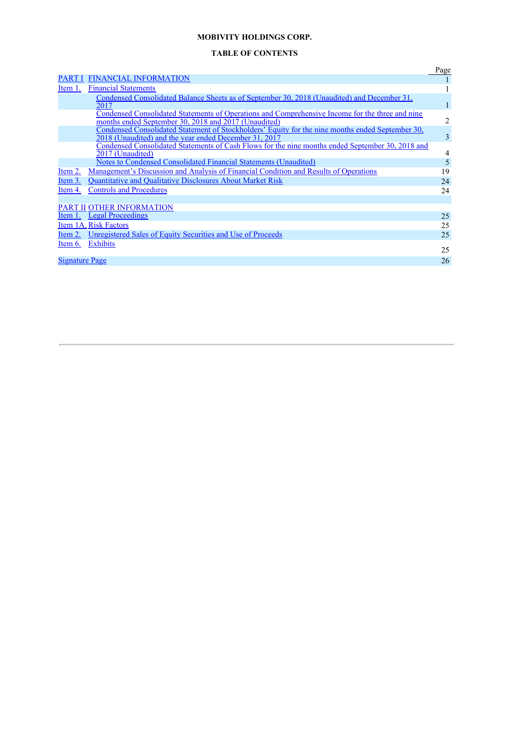**MOBIVITY HOLDINGS CORP.**

**TABLE OF CONTENTS**

| | | Page |
|---|---|---|
| PART I | FINANCIAL INFORMATION | 1 |
| Item 1. | Financial Statements | 1 |
| | Condensed Consolidated Balance Sheets as of September 30, 2018 (Unaudited) and December 31, 2017 | 1 |
| | Condensed Consolidated Statements of Operations and Comprehensive Income for the three and nine months ended September 30, 2018 and 2017 (Unaudited) | 2 |
| | Condensed Consolidated Statement of Stockholders' Equity for the nine months ended September 30, 2018 (Unaudited) and the year ended December 31, 2017 | 3 |
| | Condensed Consolidated Statements of Cash Flows for the nine months ended September 30, 2018 and 2017 (Unaudited) | 4 |
| | Notes to Condensed Consolidated Financial Statements (Unaudited) | 5 |
| Item 2. | Management's Discussion and Analysis of Financial Condition and Results of Operations | 19 |
| Item 3. | Quantitative and Qualitative Disclosures About Market Risk | 24 |
| Item 4. | Controls and Procedures | 24 |
| | | |
| PART II | OTHER INFORMATION | |
| Item 1. | Legal Proceedings | 25 |
| Item 1A. | Risk Factors | 25 |
| Item 2. | Unregistered Sales of Equity Securities and Use of Proceeds | 25 |
| Item 6. | Exhibits | 25 |
| Signature Page | | 26 |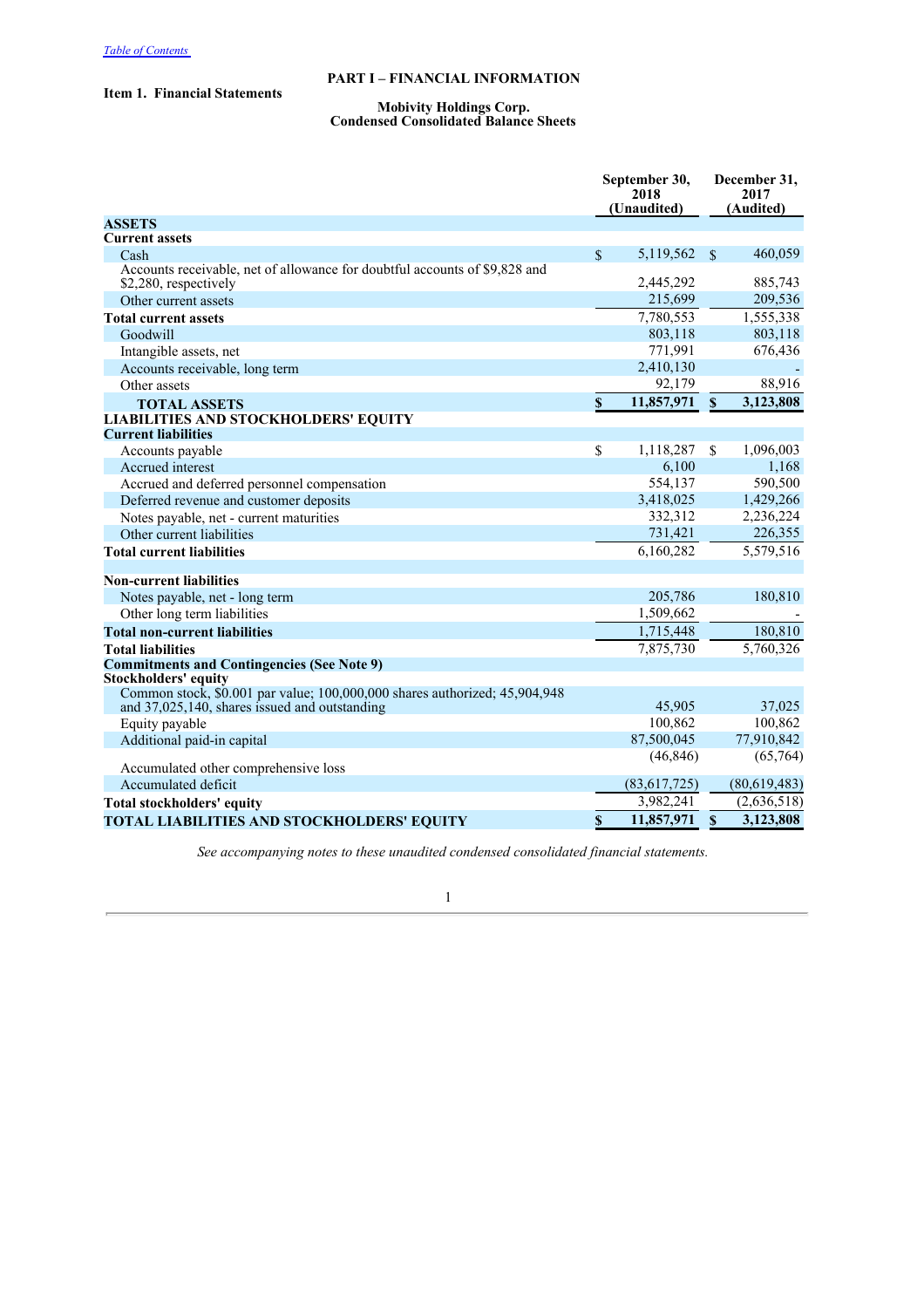[Table of Contents](#)

# PART I – FINANCIAL INFORMATION

## Item 1. Financial Statements

### Mobivity Holdings Corp.
### Condensed Consolidated Balance Sheets

| | September 30, 2018 (Unaudited) | December 31, 2017 (Audited) |
|---|---|---|
| **ASSETS** | | |
| **Current assets** | | |
| Cash | $ 5,119,562 | $ 460,059 |
| Accounts receivable, net of allowance for doubtful accounts of $9,828 and $2,280, respectively | 2,445,292 | 885,743 |
| Other current assets | 215,699 | 209,536 |
| **Total current assets** | 7,780,553 | 1,555,338 |
| Goodwill | 803,118 | 803,118 |
| Intangible assets, net | 771,991 | 676,436 |
| Accounts receivable, long term | 2,410,130 | - |
| Other assets | 92,179 | 88,916 |
| **TOTAL ASSETS** | **$ 11,857,971** | **$ 3,123,808** |
| **LIABILITIES AND STOCKHOLDERS' EQUITY** | | |
| **Current liabilities** | | |
| Accounts payable | $ 1,118,287 | $ 1,096,003 |
| Accrued interest | 6,100 | 1,168 |
| Accrued and deferred personnel compensation | 554,137 | 590,500 |
| Deferred revenue and customer deposits | 3,418,025 | 1,429,266 |
| Notes payable, net - current maturities | 332,312 | 2,236,224 |
| Other current liabilities | 731,421 | 226,355 |
| **Total current liabilities** | 6,160,282 | 5,579,516 |
| | | |
| **Non-current liabilities** | | |
| Notes payable, net - long term | 205,786 | 180,810 |
| Other long term liabilities | 1,509,662 | - |
| **Total non-current liabilities** | 1,715,448 | 180,810 |
| **Total liabilities** | 7,875,730 | 5,760,326 |
| **Commitments and Contingencies (See Note 9)** | | |
| **Stockholders' equity** | | |
| Common stock, $0.001 par value; 100,000,000 shares authorized; 45,904,948 and 37,025,140, shares issued and outstanding | 45,905 | 37,025 |
| Equity payable | 100,862 | 100,862 |
| Additional paid-in capital | 87,500,045 | 77,910,842 |
| Accumulated other comprehensive loss | (46,846) | (65,764) |
| Accumulated deficit | (83,617,725) | (80,619,483) |
| **Total stockholders' equity** | 3,982,241 | (2,636,518) |
| **TOTAL LIABILITIES AND STOCKHOLDERS' EQUITY** | **$ 11,857,971** | **$ 3,123,808** |

*See accompanying notes to these unaudited condensed consolidated financial statements.*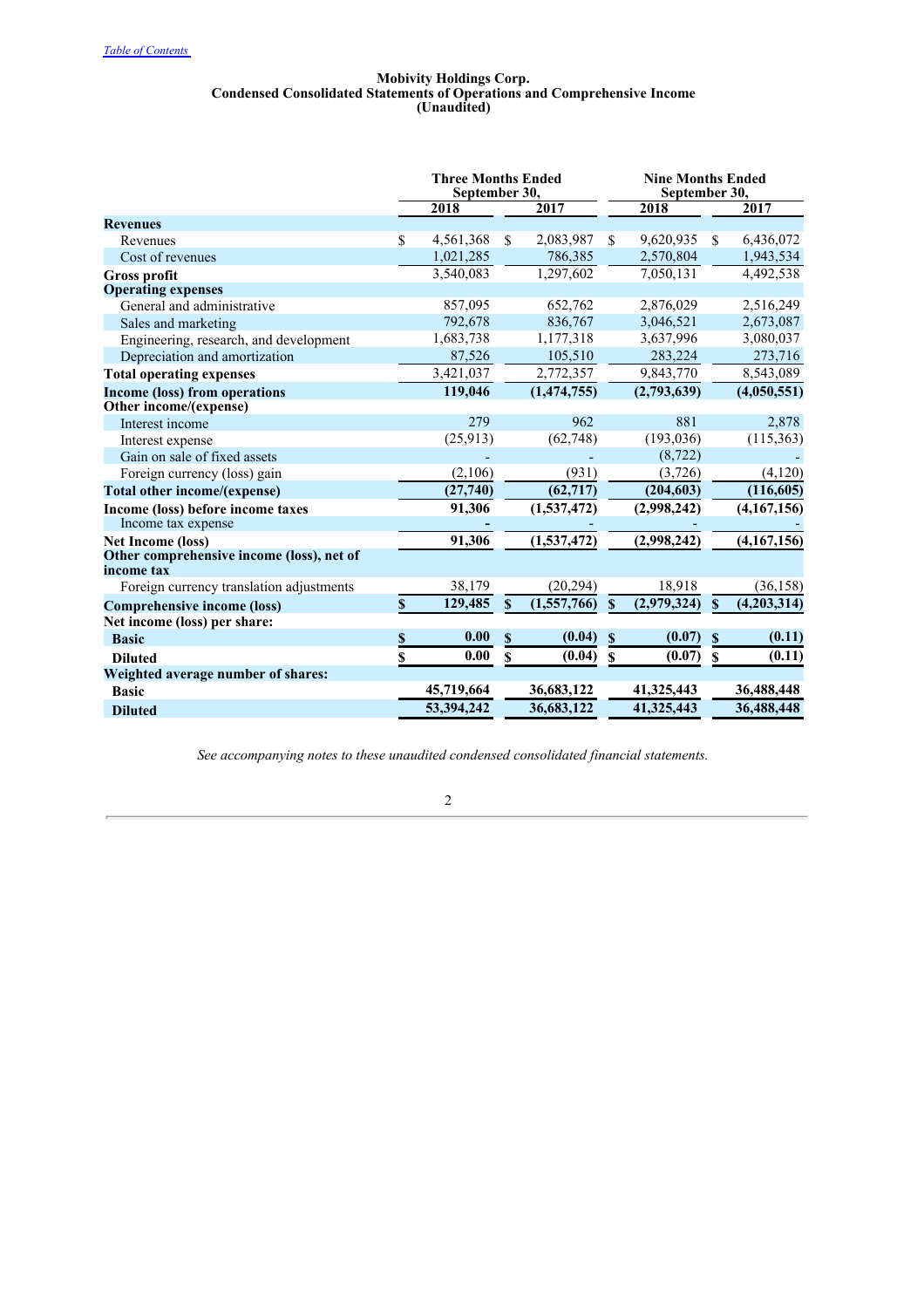Table of Contents

**Mobivity Holdings Corp.**
**Condensed Consolidated Statements of Operations and Comprehensive Income**
**(Unaudited)**

| | Three Months Ended September 30, | | Nine Months Ended September 30, | |
|---|---|---|---|---|
| | **2018** | **2017** | **2018** | **2017** |
| **Revenues** | | | | |
| Revenues | $ 4,561,368 | $ 2,083,987 | $ 9,620,935 | $ 6,436,072 |
| Cost of revenues | 1,021,285 | 786,385 | 2,570,804 | 1,943,534 |
| **Gross profit** | 3,540,083 | 1,297,602 | 7,050,131 | 4,492,538 |
| **Operating expenses** | | | | |
| General and administrative | 857,095 | 652,762 | 2,876,029 | 2,516,249 |
| Sales and marketing | 792,678 | 836,767 | 3,046,521 | 2,673,087 |
| Engineering, research, and development | 1,683,738 | 1,177,318 | 3,637,996 | 3,080,037 |
| Depreciation and amortization | 87,526 | 105,510 | 283,224 | 273,716 |
| **Total operating expenses** | 3,421,037 | 2,772,357 | 9,843,770 | 8,543,089 |
| **Income (loss) from operations** | **119,046** | **(1,474,755)** | **(2,793,639)** | **(4,050,551)** |
| **Other income/(expense)** | | | | |
| Interest income | 279 | 962 | 881 | 2,878 |
| Interest expense | (25,913) | (62,748) | (193,036) | (115,363) |
| Gain on sale of fixed assets | - | - | (8,722) | - |
| Foreign currency (loss) gain | (2,106) | (931) | (3,726) | (4,120) |
| **Total other income/(expense)** | **(27,740)** | **(62,717)** | **(204,603)** | **(116,605)** |
| **Income (loss) before income taxes** | **91,306** | **(1,537,472)** | **(2,998,242)** | **(4,167,156)** |
| Income tax expense | - | - | - | - |
| **Net Income (loss)** | **91,306** | **(1,537,472)** | **(2,998,242)** | **(4,167,156)** |
| **Other comprehensive income (loss), net of income tax** | | | | |
| Foreign currency translation adjustments | 38,179 | (20,294) | 18,918 | (36,158) |
| **Comprehensive income (loss)** | **$ 129,485** | **$ (1,557,766)** | **$ (2,979,324)** | **$ (4,203,314)** |
| **Net income (loss) per share:** | | | | |
| **Basic** | **$ 0.00** | **$ (0.04)** | **$ (0.07)** | **$ (0.11)** |
| **Diluted** | **$ 0.00** | **$ (0.04)** | **$ (0.07)** | **$ (0.11)** |
| **Weighted average number of shares:** | | | | |
| **Basic** | **45,719,664** | **36,683,122** | **41,325,443** | **36,488,448** |
| **Diluted** | **53,394,242** | **36,683,122** | **41,325,443** | **36,488,448** |

*See accompanying notes to these unaudited condensed consolidated financial statements.*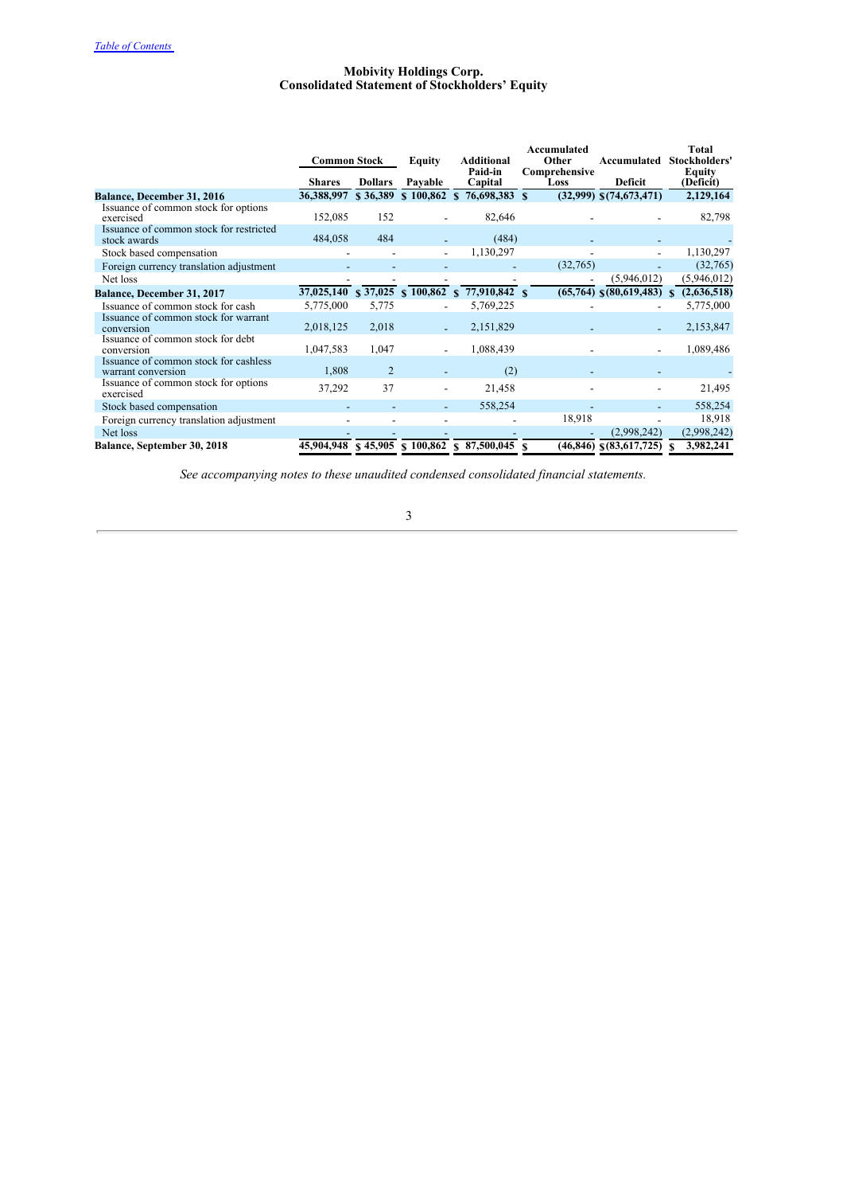# Mobivity Holdings Corp.
## Consolidated Statement of Stockholders' Equity

| | Common Stock | | Equity | Additional Paid-in | Accumulated Other Comprehensive | Accumulated | Total Stockholders' Equity |
|---|---|---|---|---|---|---|---|
| | Shares | Dollars | Payable | Capital | Loss | Deficit | (Deficit) |
| **Balance, December 31, 2016** | 36,388,997 | $ 36,389 | $ 100,862 | $ 76,698,383 | $ (32,999) | $ (74,673,471) | 2,129,164 |
| Issuance of common stock for options exercised | 152,085 | 152 | - | 82,646 | - | - | 82,798 |
| Issuance of common stock for restricted stock awards | 484,058 | 484 | - | (484) | - | - | - |
| Stock based compensation | - | - | - | 1,130,297 | - | - | 1,130,297 |
| Foreign currency translation adjustment | - | - | - | - | (32,765) | - | (32,765) |
| Net loss | - | - | - | - | - | (5,946,012) | (5,946,012) |
| **Balance, December 31, 2017** | 37,025,140 | $ 37,025 | $ 100,862 | $ 77,910,842 | $ (65,764) | $ (80,619,483) | $ (2,636,518) |
| Issuance of common stock for cash | 5,775,000 | 5,775 | - | 5,769,225 | - | - | 5,775,000 |
| Issuance of common stock for warrant conversion | 2,018,125 | 2,018 | - | 2,151,829 | - | - | 2,153,847 |
| Issuance of common stock for debt conversion | 1,047,583 | 1,047 | - | 1,088,439 | - | - | 1,089,486 |
| Issuance of common stock for cashless warrant conversion | 1,808 | 2 | - | (2) | - | - | - |
| Issuance of common stock for options exercised | 37,292 | 37 | - | 21,458 | - | - | 21,495 |
| Stock based compensation | - | - | - | 558,254 | - | - | 558,254 |
| Foreign currency translation adjustment | - | - | - | - | 18,918 | - | 18,918 |
| Net loss | - | - | - | - | - | (2,998,242) | (2,998,242) |
| **Balance, September 30, 2018** | 45,904,948 | $ 45,905 | $ 100,862 | $ 87,500,045 | $ (46,846) | $ (83,617,725) | $ 3,982,241 |

*See accompanying notes to these unaudited condensed consolidated financial statements.*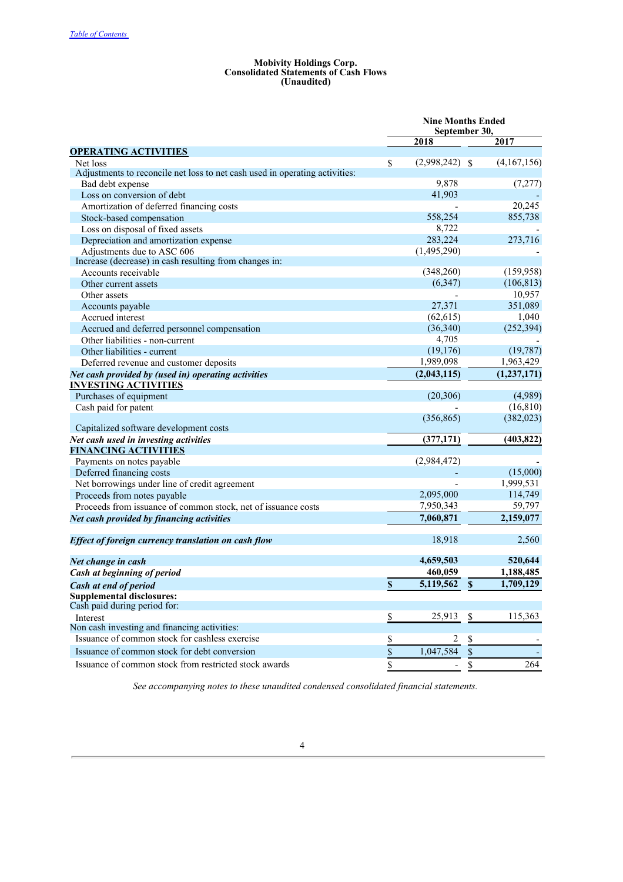**Mobivity Holdings Corp.**
**Consolidated Statements of Cash Flows**
**(Unaudited)**

| | Nine Months Ended September 30, | |
|---|---|---|
| | 2018 | 2017 |
| **OPERATING ACTIVITIES** | | |
| Net loss | $ (2,998,242) | $ (4,167,156) |
| Adjustments to reconcile net loss to net cash used in operating activities: | | |
| Bad debt expense | 9,878 | (7,277) |
| Loss on conversion of debt | 41,903 | - |
| Amortization of deferred financing costs | - | 20,245 |
| Stock-based compensation | 558,254 | 855,738 |
| Loss on disposal of fixed assets | 8,722 | - |
| Depreciation and amortization expense | 283,224 | 273,716 |
| Adjustments due to ASC 606 | (1,495,290) | - |
| Increase (decrease) in cash resulting from changes in: | | |
| Accounts receivable | (348,260) | (159,958) |
| Other current assets | (6,347) | (106,813) |
| Other assets | - | 10,957 |
| Accounts payable | 27,371 | 351,089 |
| Accrued interest | (62,615) | 1,040 |
| Accrued and deferred personnel compensation | (36,340) | (252,394) |
| Other liabilities - non-current | 4,705 | - |
| Other liabilities - current | (19,176) | (19,787) |
| Deferred revenue and customer deposits | 1,989,098 | 1,963,429 |
| ***Net cash provided by (used in) operating activities*** | **(2,043,115)** | **(1,237,171)** |
| **INVESTING ACTIVITIES** | | |
| Purchases of equipment | (20,306) | (4,989) |
| Cash paid for patent | - | (16,810) |
| Capitalized software development costs | (356,865) | (382,023) |
| ***Net cash used in investing activities*** | **(377,171)** | **(403,822)** |
| **FINANCING ACTIVITIES** | | |
| Payments on notes payable | (2,984,472) | - |
| Deferred financing costs | - | (15,000) |
| Net borrowings under line of credit agreement | - | 1,999,531 |
| Proceeds from notes payable | 2,095,000 | 114,749 |
| Proceeds from issuance of common stock, net of issuance costs | 7,950,343 | 59,797 |
| ***Net cash provided by financing activities*** | **7,060,871** | **2,159,077** |
| ***Effect of foreign currency translation on cash flow*** | 18,918 | 2,560 |
| ***Net change in cash*** | **4,659,503** | **520,644** |
| ***Cash at beginning of period*** | **460,059** | **1,188,485** |
| ***Cash at end of period*** | **$ 5,119,562** | **$ 1,709,129** |
| **Supplemental disclosures:** | | |
| Cash paid during period for: | | |
| Interest | $ 25,913 | $ 115,363 |
| Non cash investing and financing activities: | | |
| Issuance of common stock for cashless exercise | $ 2 | $ - |
| Issuance of common stock for debt conversion | $ 1,047,584 | $ - |
| Issuance of common stock from restricted stock awards | $ - | $ 264 |

*See accompanying notes to these unaudited condensed consolidated financial statements.*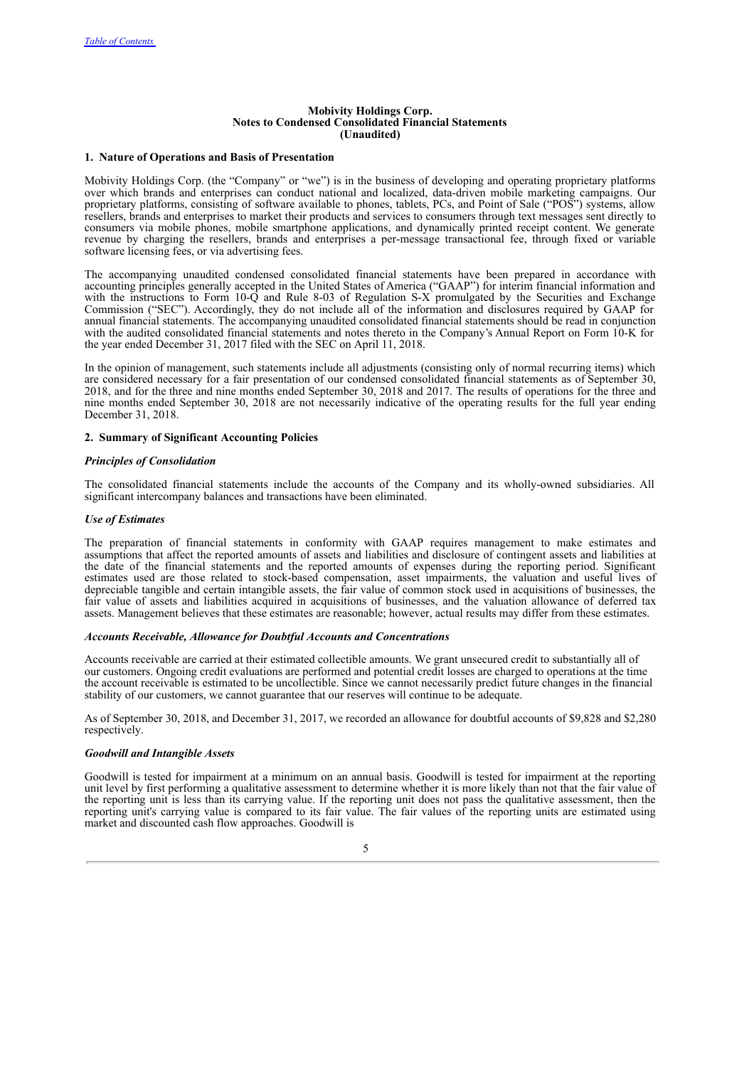[Table of Contents](#)

**Mobivity Holdings Corp.**
**Notes to Condensed Consolidated Financial Statements**
**(Unaudited)**

### 1. Nature of Operations and Basis of Presentation

Mobivity Holdings Corp. (the "Company" or "we") is in the business of developing and operating proprietary platforms over which brands and enterprises can conduct national and localized, data-driven mobile marketing campaigns. Our proprietary platforms, consisting of software available to phones, tablets, PCs, and Point of Sale ("POS") systems, allow resellers, brands and enterprises to market their products and services to consumers through text messages sent directly to consumers via mobile phones, mobile smartphone applications, and dynamically printed receipt content. We generate revenue by charging the resellers, brands and enterprises a per-message transactional fee, through fixed or variable software licensing fees, or via advertising fees.

The accompanying unaudited condensed consolidated financial statements have been prepared in accordance with accounting principles generally accepted in the United States of America ("GAAP") for interim financial information and with the instructions to Form 10-Q and Rule 8-03 of Regulation S-X promulgated by the Securities and Exchange Commission ("SEC"). Accordingly, they do not include all of the information and disclosures required by GAAP for annual financial statements. The accompanying unaudited consolidated financial statements should be read in conjunction with the audited consolidated financial statements and notes thereto in the Company's Annual Report on Form 10-K for the year ended December 31, 2017 filed with the SEC on April 11, 2018.

In the opinion of management, such statements include all adjustments (consisting only of normal recurring items) which are considered necessary for a fair presentation of our condensed consolidated financial statements as of September 30, 2018, and for the three and nine months ended September 30, 2018 and 2017. The results of operations for the three and nine months ended September 30, 2018 are not necessarily indicative of the operating results for the full year ending December 31, 2018.

### 2. Summary of Significant Accounting Policies

***Principles of Consolidation***

The consolidated financial statements include the accounts of the Company and its wholly-owned subsidiaries. All significant intercompany balances and transactions have been eliminated.

***Use of Estimates***

The preparation of financial statements in conformity with GAAP requires management to make estimates and assumptions that affect the reported amounts of assets and liabilities and disclosure of contingent assets and liabilities at the date of the financial statements and the reported amounts of expenses during the reporting period. Significant estimates used are those related to stock-based compensation, asset impairments, the valuation and useful lives of depreciable tangible and certain intangible assets, the fair value of common stock used in acquisitions of businesses, the fair value of assets and liabilities acquired in acquisitions of businesses, and the valuation allowance of deferred tax assets. Management believes that these estimates are reasonable; however, actual results may differ from these estimates.

***Accounts Receivable, Allowance for Doubtful Accounts and Concentrations***

Accounts receivable are carried at their estimated collectible amounts. We grant unsecured credit to substantially all of our customers. Ongoing credit evaluations are performed and potential credit losses are charged to operations at the time the account receivable is estimated to be uncollectible. Since we cannot necessarily predict future changes in the financial stability of our customers, we cannot guarantee that our reserves will continue to be adequate.

As of September 30, 2018, and December 31, 2017, we recorded an allowance for doubtful accounts of $9,828 and $2,280 respectively.

***Goodwill and Intangible Assets***

Goodwill is tested for impairment at a minimum on an annual basis. Goodwill is tested for impairment at the reporting unit level by first performing a qualitative assessment to determine whether it is more likely than not that the fair value of the reporting unit is less than its carrying value. If the reporting unit does not pass the qualitative assessment, then the reporting unit's carrying value is compared to its fair value. The fair values of the reporting units are estimated using market and discounted cash flow approaches. Goodwill is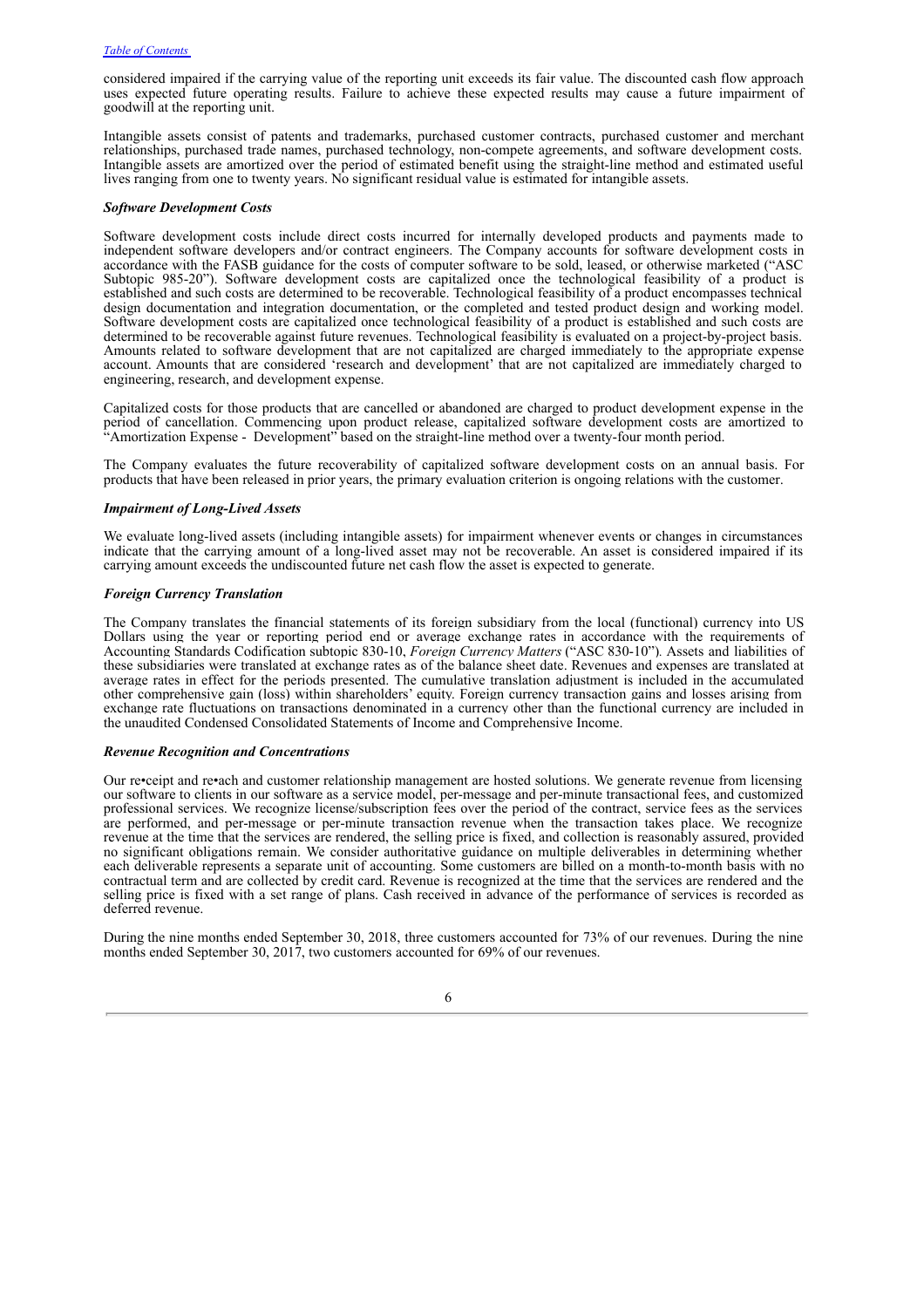considered impaired if the carrying value of the reporting unit exceeds its fair value. The discounted cash flow approach uses expected future operating results. Failure to achieve these expected results may cause a future impairment of goodwill at the reporting unit.

Intangible assets consist of patents and trademarks, purchased customer contracts, purchased customer and merchant relationships, purchased trade names, purchased technology, non-compete agreements, and software development costs. Intangible assets are amortized over the period of estimated benefit using the straight-line method and estimated useful lives ranging from one to twenty years. No significant residual value is estimated for intangible assets.

***Software Development Costs***

Software development costs include direct costs incurred for internally developed products and payments made to independent software developers and/or contract engineers. The Company accounts for software development costs in accordance with the FASB guidance for the costs of computer software to be sold, leased, or otherwise marketed ("ASC Subtopic 985-20"). Software development costs are capitalized once the technological feasibility of a product is established and such costs are determined to be recoverable. Technological feasibility of a product encompasses technical design documentation and integration documentation, or the completed and tested product design and working model. Software development costs are capitalized once technological feasibility of a product is established and such costs are determined to be recoverable against future revenues. Technological feasibility is evaluated on a project-by-project basis. Amounts related to software development that are not capitalized are charged immediately to the appropriate expense account. Amounts that are considered 'research and development' that are not capitalized are immediately charged to engineering, research, and development expense.

Capitalized costs for those products that are cancelled or abandoned are charged to product development expense in the period of cancellation. Commencing upon product release, capitalized software development costs are amortized to "Amortization Expense - Development" based on the straight-line method over a twenty-four month period.

The Company evaluates the future recoverability of capitalized software development costs on an annual basis. For products that have been released in prior years, the primary evaluation criterion is ongoing relations with the customer.

***Impairment of Long-Lived Assets***

We evaluate long-lived assets (including intangible assets) for impairment whenever events or changes in circumstances indicate that the carrying amount of a long-lived asset may not be recoverable. An asset is considered impaired if its carrying amount exceeds the undiscounted future net cash flow the asset is expected to generate.

***Foreign Currency Translation***

The Company translates the financial statements of its foreign subsidiary from the local (functional) currency into US Dollars using the year or reporting period end or average exchange rates in accordance with the requirements of Accounting Standards Codification subtopic 830-10, *Foreign Currency Matters* ("ASC 830-10"). Assets and liabilities of these subsidiaries were translated at exchange rates as of the balance sheet date. Revenues and expenses are translated at average rates in effect for the periods presented. The cumulative translation adjustment is included in the accumulated other comprehensive gain (loss) within shareholders' equity. Foreign currency transaction gains and losses arising from exchange rate fluctuations on transactions denominated in a currency other than the functional currency are included in the unaudited Condensed Consolidated Statements of Income and Comprehensive Income.

***Revenue Recognition and Concentrations***

Our re•ceipt and re•ach and customer relationship management are hosted solutions. We generate revenue from licensing our software to clients in our software as a service model, per-message and per-minute transactional fees, and customized professional services. We recognize license/subscription fees over the period of the contract, service fees as the services are performed, and per-message or per-minute transaction revenue when the transaction takes place. We recognize revenue at the time that the services are rendered, the selling price is fixed, and collection is reasonably assured, provided no significant obligations remain. We consider authoritative guidance on multiple deliverables in determining whether each deliverable represents a separate unit of accounting. Some customers are billed on a month-to-month basis with no contractual term and are collected by credit card. Revenue is recognized at the time that the services are rendered and the selling price is fixed with a set range of plans. Cash received in advance of the performance of services is recorded as deferred revenue.

During the nine months ended September 30, 2018, three customers accounted for 73% of our revenues. During the nine months ended September 30, 2017, two customers accounted for 69% of our revenues.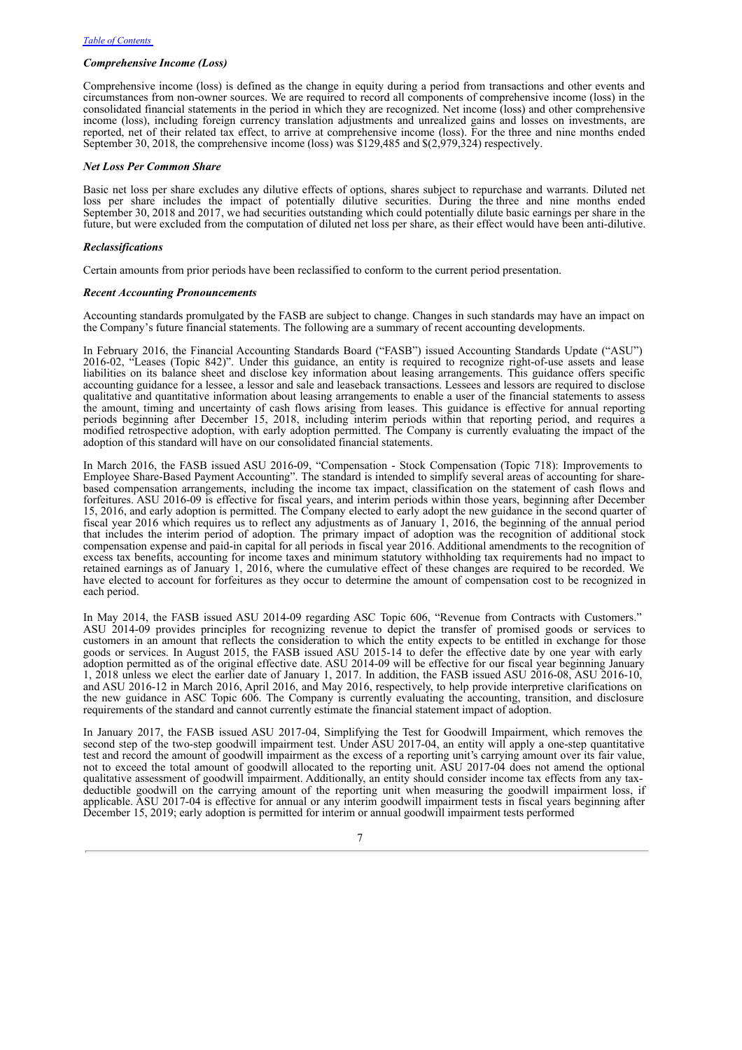### *Comprehensive Income (Loss)*

Comprehensive income (loss) is defined as the change in equity during a period from transactions and other events and circumstances from non-owner sources. We are required to record all components of comprehensive income (loss) in the consolidated financial statements in the period in which they are recognized. Net income (loss) and other comprehensive income (loss), including foreign currency translation adjustments and unrealized gains and losses on investments, are reported, net of their related tax effect, to arrive at comprehensive income (loss). For the three and nine months ended September 30, 2018, the comprehensive income (loss) was $129,485 and $(2,979,324) respectively.

### *Net Loss Per Common Share*

Basic net loss per share excludes any dilutive effects of options, shares subject to repurchase and warrants. Diluted net loss per share includes the impact of potentially dilutive securities. During the three and nine months ended September 30, 2018 and 2017, we had securities outstanding which could potentially dilute basic earnings per share in the future, but were excluded from the computation of diluted net loss per share, as their effect would have been anti-dilutive.

### *Reclassifications*

Certain amounts from prior periods have been reclassified to conform to the current period presentation.

### *Recent Accounting Pronouncements*

Accounting standards promulgated by the FASB are subject to change. Changes in such standards may have an impact on the Company's future financial statements. The following are a summary of recent accounting developments.

In February 2016, the Financial Accounting Standards Board ("FASB") issued Accounting Standards Update ("ASU") 2016-02, "Leases (Topic 842)". Under this guidance, an entity is required to recognize right-of-use assets and lease liabilities on its balance sheet and disclose key information about leasing arrangements. This guidance offers specific accounting guidance for a lessee, a lessor and sale and leaseback transactions. Lessees and lessors are required to disclose qualitative and quantitative information about leasing arrangements to enable a user of the financial statements to assess the amount, timing and uncertainty of cash flows arising from leases. This guidance is effective for annual reporting periods beginning after December 15, 2018, including interim periods within that reporting period, and requires a modified retrospective adoption, with early adoption permitted. The Company is currently evaluating the impact of the adoption of this standard will have on our consolidated financial statements.

In March 2016, the FASB issued ASU 2016-09, "Compensation - Stock Compensation (Topic 718): Improvements to Employee Share-Based Payment Accounting". The standard is intended to simplify several areas of accounting for share-based compensation arrangements, including the income tax impact, classification on the statement of cash flows and forfeitures. ASU 2016-09 is effective for fiscal years, and interim periods within those years, beginning after December 15, 2016, and early adoption is permitted. The Company elected to early adopt the new guidance in the second quarter of fiscal year 2016 which requires us to reflect any adjustments as of January 1, 2016, the beginning of the annual period that includes the interim period of adoption. The primary impact of adoption was the recognition of additional stock compensation expense and paid-in capital for all periods in fiscal year 2016. Additional amendments to the recognition of excess tax benefits, accounting for income taxes and minimum statutory withholding tax requirements had no impact to retained earnings as of January 1, 2016, where the cumulative effect of these changes are required to be recorded. We have elected to account for forfeitures as they occur to determine the amount of compensation cost to be recognized in each period.

In May 2014, the FASB issued ASU 2014-09 regarding ASC Topic 606, "Revenue from Contracts with Customers." ASU 2014-09 provides principles for recognizing revenue to depict the transfer of promised goods or services to customers in an amount that reflects the consideration to which the entity expects to be entitled in exchange for those goods or services. In August 2015, the FASB issued ASU 2015-14 to defer the effective date by one year with early adoption permitted as of the original effective date. ASU 2014-09 will be effective for our fiscal year beginning January 1, 2018 unless we elect the earlier date of January 1, 2017. In addition, the FASB issued ASU 2016-08, ASU 2016-10, and ASU 2016-12 in March 2016, April 2016, and May 2016, respectively, to help provide interpretive clarifications on the new guidance in ASC Topic 606. The Company is currently evaluating the accounting, transition, and disclosure requirements of the standard and cannot currently estimate the financial statement impact of adoption.

In January 2017, the FASB issued ASU 2017-04, Simplifying the Test for Goodwill Impairment, which removes the second step of the two-step goodwill impairment test. Under ASU 2017-04, an entity will apply a one-step quantitative test and record the amount of goodwill impairment as the excess of a reporting unit's carrying amount over its fair value, not to exceed the total amount of goodwill allocated to the reporting unit. ASU 2017-04 does not amend the optional qualitative assessment of goodwill impairment. Additionally, an entity should consider income tax effects from any tax-deductible goodwill on the carrying amount of the reporting unit when measuring the goodwill impairment loss, if applicable. ASU 2017-04 is effective for annual or any interim goodwill impairment tests in fiscal years beginning after December 15, 2019; early adoption is permitted for interim or annual goodwill impairment tests performed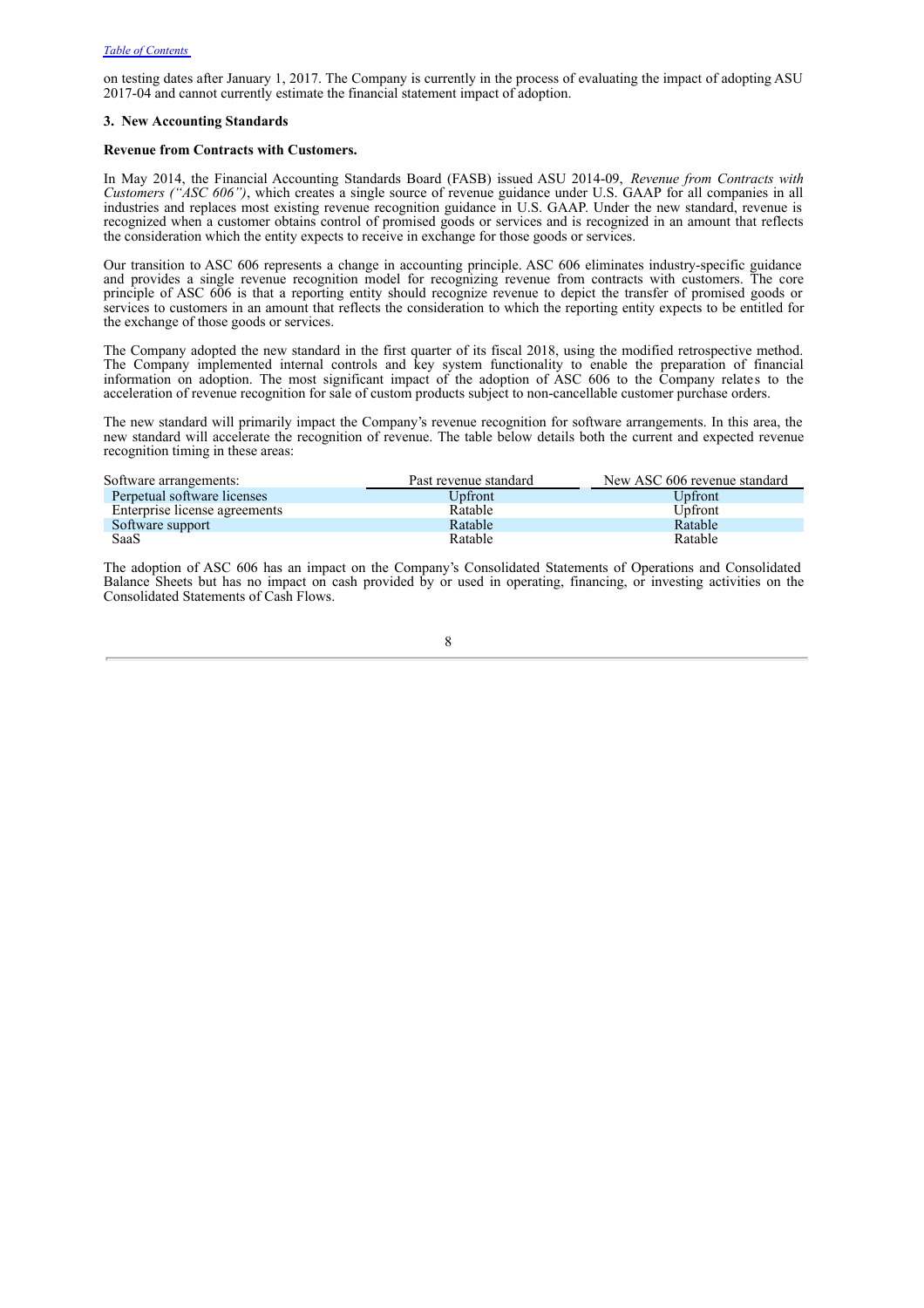on testing dates after January 1, 2017. The Company is currently in the process of evaluating the impact of adopting ASU 2017-04 and cannot currently estimate the financial statement impact of adoption.

### 3. New Accounting Standards

**Revenue from Contracts with Customers.**

In May 2014, the Financial Accounting Standards Board (FASB) issued ASU 2014-09, *Revenue from Contracts with Customers ("ASC 606")*, which creates a single source of revenue guidance under U.S. GAAP for all companies in all industries and replaces most existing revenue recognition guidance in U.S. GAAP. Under the new standard, revenue is recognized when a customer obtains control of promised goods or services and is recognized in an amount that reflects the consideration which the entity expects to receive in exchange for those goods or services.

Our transition to ASC 606 represents a change in accounting principle. ASC 606 eliminates industry-specific guidance and provides a single revenue recognition model for recognizing revenue from contracts with customers. The core principle of ASC 606 is that a reporting entity should recognize revenue to depict the transfer of promised goods or services to customers in an amount that reflects the consideration to which the reporting entity expects to be entitled for the exchange of those goods or services.

The Company adopted the new standard in the first quarter of its fiscal 2018, using the modified retrospective method. The Company implemented internal controls and key system functionality to enable the preparation of financial information on adoption. The most significant impact of the adoption of ASC 606 to the Company relates to the acceleration of revenue recognition for sale of custom products subject to non-cancellable customer purchase orders.

The new standard will primarily impact the Company's revenue recognition for software arrangements. In this area, the new standard will accelerate the recognition of revenue. The table below details both the current and expected revenue recognition timing in these areas:

| Software arrangements: | Past revenue standard | New ASC 606 revenue standard |
|---|---|---|
| Perpetual software licenses | Upfront | Upfront |
| Enterprise license agreements | Ratable | Upfront |
| Software support | Ratable | Ratable |
| SaaS | Ratable | Ratable |

The adoption of ASC 606 has an impact on the Company's Consolidated Statements of Operations and Consolidated Balance Sheets but has no impact on cash provided by or used in operating, financing, or investing activities on the Consolidated Statements of Cash Flows.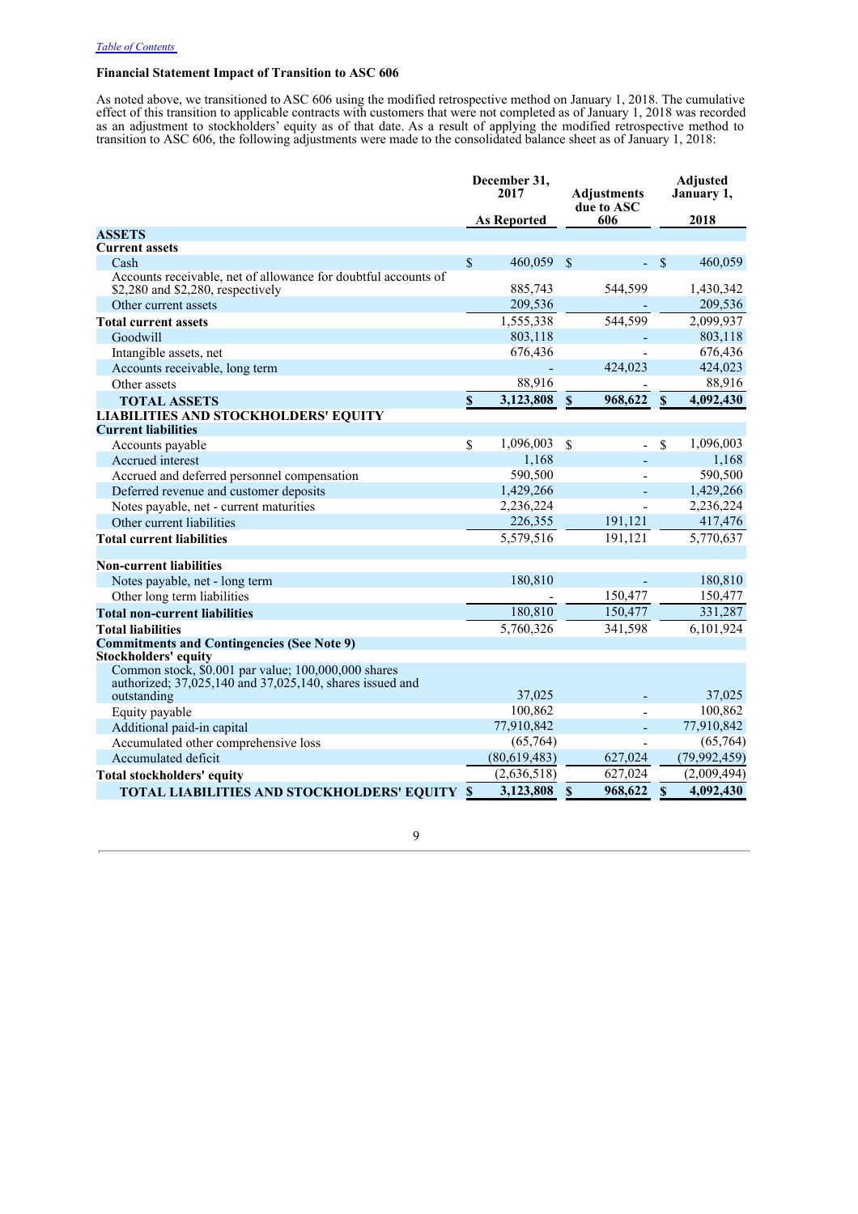[Table of Contents]

### Financial Statement Impact of Transition to ASC 606

As noted above, we transitioned to ASC 606 using the modified retrospective method on January 1, 2018. The cumulative effect of this transition to applicable contracts with customers that were not completed as of January 1, 2018 was recorded as an adjustment to stockholders' equity as of that date. As a result of applying the modified retrospective method to transition to ASC 606, the following adjustments were made to the consolidated balance sheet as of January 1, 2018:

| | December 31, 2017 As Reported | Adjustments due to ASC 606 | Adjusted January 1, 2018 |
|---|---|---|---|
| **ASSETS** | | | |
| **Current assets** | | | |
| Cash | $ 460,059 | $ - | $ 460,059 |
| Accounts receivable, net of allowance for doubtful accounts of $2,280 and $2,280, respectively | 885,743 | 544,599 | 1,430,342 |
| Other current assets | 209,536 | - | 209,536 |
| **Total current assets** | 1,555,338 | 544,599 | 2,099,937 |
| Goodwill | 803,118 | - | 803,118 |
| Intangible assets, net | 676,436 | - | 676,436 |
| Accounts receivable, long term | - | 424,023 | 424,023 |
| Other assets | 88,916 | - | 88,916 |
| **TOTAL ASSETS** | **$ 3,123,808** | **$ 968,622** | **$ 4,092,430** |
| **LIABILITIES AND STOCKHOLDERS' EQUITY** | | | |
| **Current liabilities** | | | |
| Accounts payable | $ 1,096,003 | $ - | $ 1,096,003 |
| Accrued interest | 1,168 | - | 1,168 |
| Accrued and deferred personnel compensation | 590,500 | - | 590,500 |
| Deferred revenue and customer deposits | 1,429,266 | - | 1,429,266 |
| Notes payable, net - current maturities | 2,236,224 | - | 2,236,224 |
| Other current liabilities | 226,355 | 191,121 | 417,476 |
| **Total current liabilities** | 5,579,516 | 191,121 | 5,770,637 |
| | | | |
| **Non-current liabilities** | | | |
| Notes payable, net - long term | 180,810 | - | 180,810 |
| Other long term liabilities | - | 150,477 | 150,477 |
| **Total non-current liabilities** | 180,810 | 150,477 | 331,287 |
| **Total liabilities** | 5,760,326 | 341,598 | 6,101,924 |
| **Commitments and Contingencies (See Note 9)** | | | |
| **Stockholders' equity** | | | |
| Common stock, $0.001 par value; 100,000,000 shares authorized; 37,025,140 and 37,025,140, shares issued and outstanding | 37,025 | - | 37,025 |
| Equity payable | 100,862 | - | 100,862 |
| Additional paid-in capital | 77,910,842 | - | 77,910,842 |
| Accumulated other comprehensive loss | (65,764) | - | (65,764) |
| Accumulated deficit | (80,619,483) | 627,024 | (79,992,459) |
| **Total stockholders' equity** | (2,636,518) | 627,024 | (2,009,494) |
| **TOTAL LIABILITIES AND STOCKHOLDERS' EQUITY** | **$ 3,123,808** | **$ 968,622** | **$ 4,092,430** |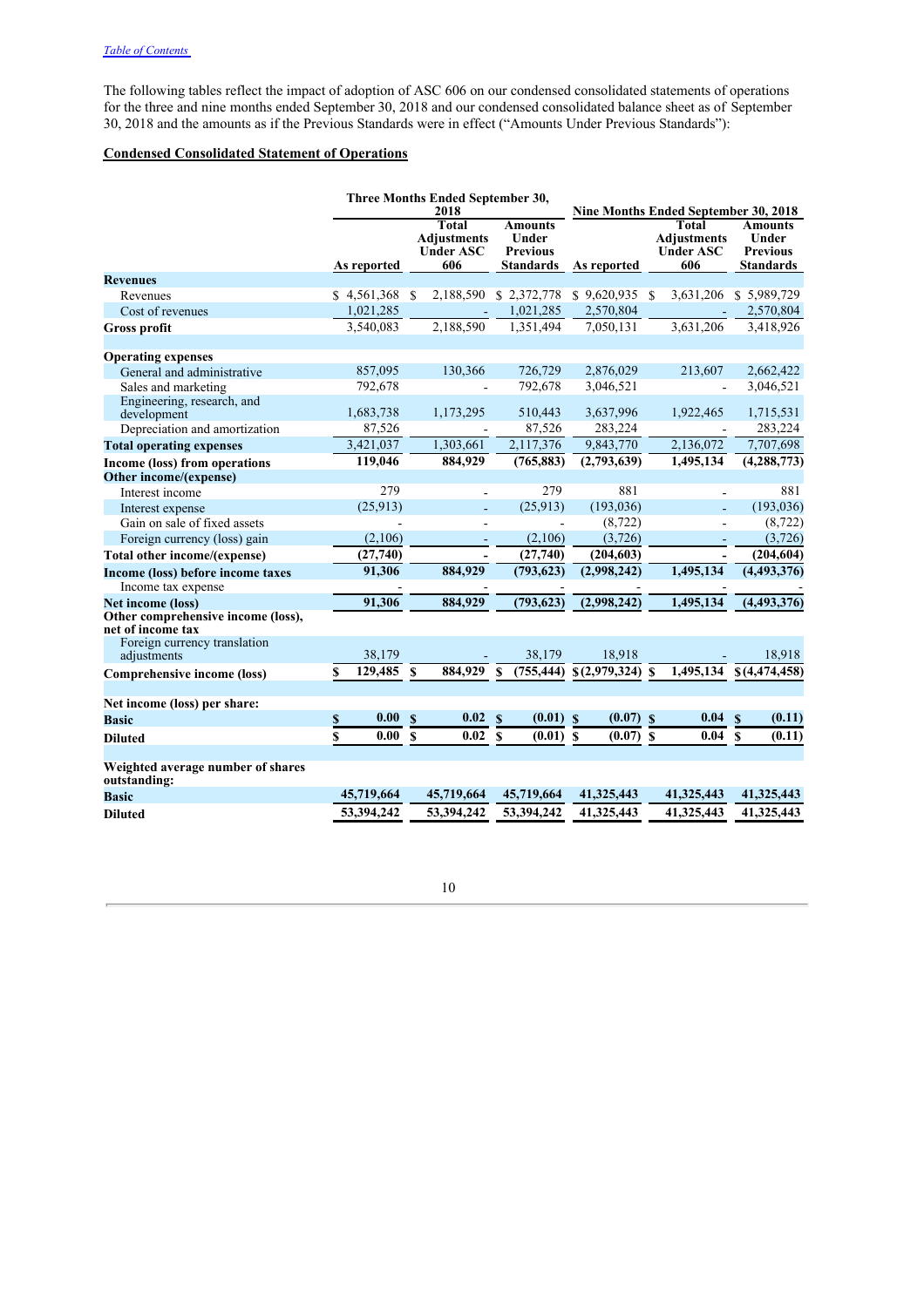[Table of Contents](#)

The following tables reflect the impact of adoption of ASC 606 on our condensed consolidated statements of operations for the three and nine months ended September 30, 2018 and our condensed consolidated balance sheet as of September 30, 2018 and the amounts as if the Previous Standards were in effect ("Amounts Under Previous Standards"):

**Condensed Consolidated Statement of Operations**

| | Three Months Ended September 30, 2018 | | | Nine Months Ended September 30, 2018 | | |
|---|---|---|---|---|---|---|
| | As reported | Total Adjustments Under ASC 606 | Amounts Under Previous Standards | As reported | Total Adjustments Under ASC 606 | Amounts Under Previous Standards |
| **Revenues** | | | | | | |
| Revenues | $ 4,561,368 | $ 2,188,590 | $ 2,372,778 | $ 9,620,935 | $ 3,631,206 | $ 5,989,729 |
| Cost of revenues | 1,021,285 | - | 1,021,285 | 2,570,804 | - | 2,570,804 |
| **Gross profit** | 3,540,083 | 2,188,590 | 1,351,494 | 7,050,131 | 3,631,206 | 3,418,926 |
| **Operating expenses** | | | | | | |
| General and administrative | 857,095 | 130,366 | 726,729 | 2,876,029 | 213,607 | 2,662,422 |
| Sales and marketing | 792,678 | - | 792,678 | 3,046,521 | - | 3,046,521 |
| Engineering, research, and development | 1,683,738 | 1,173,295 | 510,443 | 3,637,996 | 1,922,465 | 1,715,531 |
| Depreciation and amortization | 87,526 | - | 87,526 | 283,224 | - | 283,224 |
| **Total operating expenses** | 3,421,037 | 1,303,661 | 2,117,376 | 9,843,770 | 2,136,072 | 7,707,698 |
| **Income (loss) from operations** | **119,046** | **884,929** | **(765,883)** | **(2,793,639)** | **1,495,134** | **(4,288,773)** |
| **Other income/(expense)** | | | | | | |
| Interest income | 279 | - | 279 | 881 | - | 881 |
| Interest expense | (25,913) | - | (25,913) | (193,036) | - | (193,036) |
| Gain on sale of fixed assets | - | - | - | (8,722) | - | (8,722) |
| Foreign currency (loss) gain | (2,106) | - | (2,106) | (3,726) | - | (3,726) |
| **Total other income/(expense)** | **(27,740)** | **-** | **(27,740)** | **(204,603)** | **-** | **(204,604)** |
| **Income (loss) before income taxes** | **91,306** | **884,929** | **(793,623)** | **(2,998,242)** | **1,495,134** | **(4,493,376)** |
| Income tax expense | - | - | - | - | - | - |
| **Net income (loss)** | **91,306** | **884,929** | **(793,623)** | **(2,998,242)** | **1,495,134** | **(4,493,376)** |
| **Other comprehensive income (loss), net of income tax** | | | | | | |
| Foreign currency translation adjustments | 38,179 | - | 38,179 | 18,918 | - | 18,918 |
| **Comprehensive income (loss)** | **$ 129,485** | **$ 884,929** | **$ (755,444)** | **$(2,979,324)** | **$ 1,495,134** | **$(4,474,458)** |
| **Net income (loss) per share:** | | | | | | |
| **Basic** | **$ 0.00** | **$ 0.02** | **$ (0.01)** | **$ (0.07)** | **$ 0.04** | **$ (0.11)** |
| **Diluted** | **$ 0.00** | **$ 0.02** | **$ (0.01)** | **$ (0.07)** | **$ 0.04** | **$ (0.11)** |
| **Weighted average number of shares outstanding:** | | | | | | |
| **Basic** | **45,719,664** | **45,719,664** | **45,719,664** | **41,325,443** | **41,325,443** | **41,325,443** |
| **Diluted** | **53,394,242** | **53,394,242** | **53,394,242** | **41,325,443** | **41,325,443** | **41,325,443** |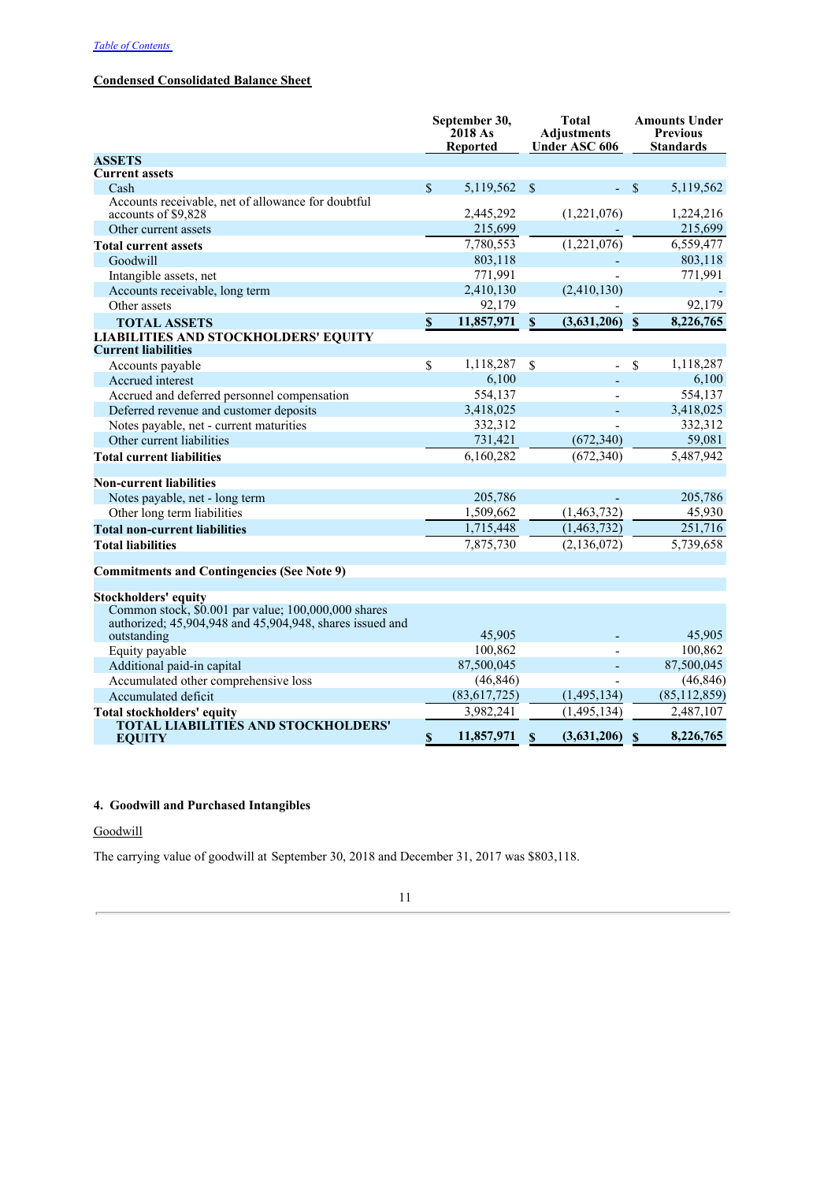**Condensed Consolidated Balance Sheet**

| | September 30, 2018 As Reported | Total Adjustments Under ASC 606 | Amounts Under Previous Standards |
|---|---|---|---|
| **ASSETS** | | | |
| **Current assets** | | | |
| Cash | $ 5,119,562 | $ - | $ 5,119,562 |
| Accounts receivable, net of allowance for doubtful accounts of $9,828 | 2,445,292 | (1,221,076) | 1,224,216 |
| Other current assets | 215,699 | - | 215,699 |
| **Total current assets** | 7,780,553 | (1,221,076) | 6,559,477 |
| Goodwill | 803,118 | - | 803,118 |
| Intangible assets, net | 771,991 | - | 771,991 |
| Accounts receivable, long term | 2,410,130 | (2,410,130) | - |
| Other assets | 92,179 | - | 92,179 |
| **TOTAL ASSETS** | **$ 11,857,971** | **$ (3,631,206)** | **$ 8,226,765** |
| **LIABILITIES AND STOCKHOLDERS' EQUITY** | | | |
| **Current liabilities** | | | |
| Accounts payable | $ 1,118,287 | $ - | $ 1,118,287 |
| Accrued interest | 6,100 | - | 6,100 |
| Accrued and deferred personnel compensation | 554,137 | - | 554,137 |
| Deferred revenue and customer deposits | 3,418,025 | - | 3,418,025 |
| Notes payable, net - current maturities | 332,312 | - | 332,312 |
| Other current liabilities | 731,421 | (672,340) | 59,081 |
| **Total current liabilities** | 6,160,282 | (672,340) | 5,487,942 |
| | | | |
| **Non-current liabilities** | | | |
| Notes payable, net - long term | 205,786 | - | 205,786 |
| Other long term liabilities | 1,509,662 | (1,463,732) | 45,930 |
| **Total non-current liabilities** | 1,715,448 | (1,463,732) | 251,716 |
| **Total liabilities** | 7,875,730 | (2,136,072) | 5,739,658 |
| | | | |
| **Commitments and Contingencies (See Note 9)** | | | |
| | | | |
| **Stockholders' equity** | | | |
| Common stock, $0.001 par value; 100,000,000 shares authorized; 45,904,948 and 45,904,948, shares issued and outstanding | 45,905 | - | 45,905 |
| Equity payable | 100,862 | - | 100,862 |
| Additional paid-in capital | 87,500,045 | - | 87,500,045 |
| Accumulated other comprehensive loss | (46,846) | - | (46,846) |
| Accumulated deficit | (83,617,725) | (1,495,134) | (85,112,859) |
| **Total stockholders' equity** | 3,982,241 | (1,495,134) | 2,487,107 |
| **TOTAL LIABILITIES AND STOCKHOLDERS' EQUITY** | **$ 11,857,971** | **$ (3,631,206)** | **$ 8,226,765** |

## 4. Goodwill and Purchased Intangibles

Goodwill

The carrying value of goodwill at September 30, 2018 and December 31, 2017 was $803,118.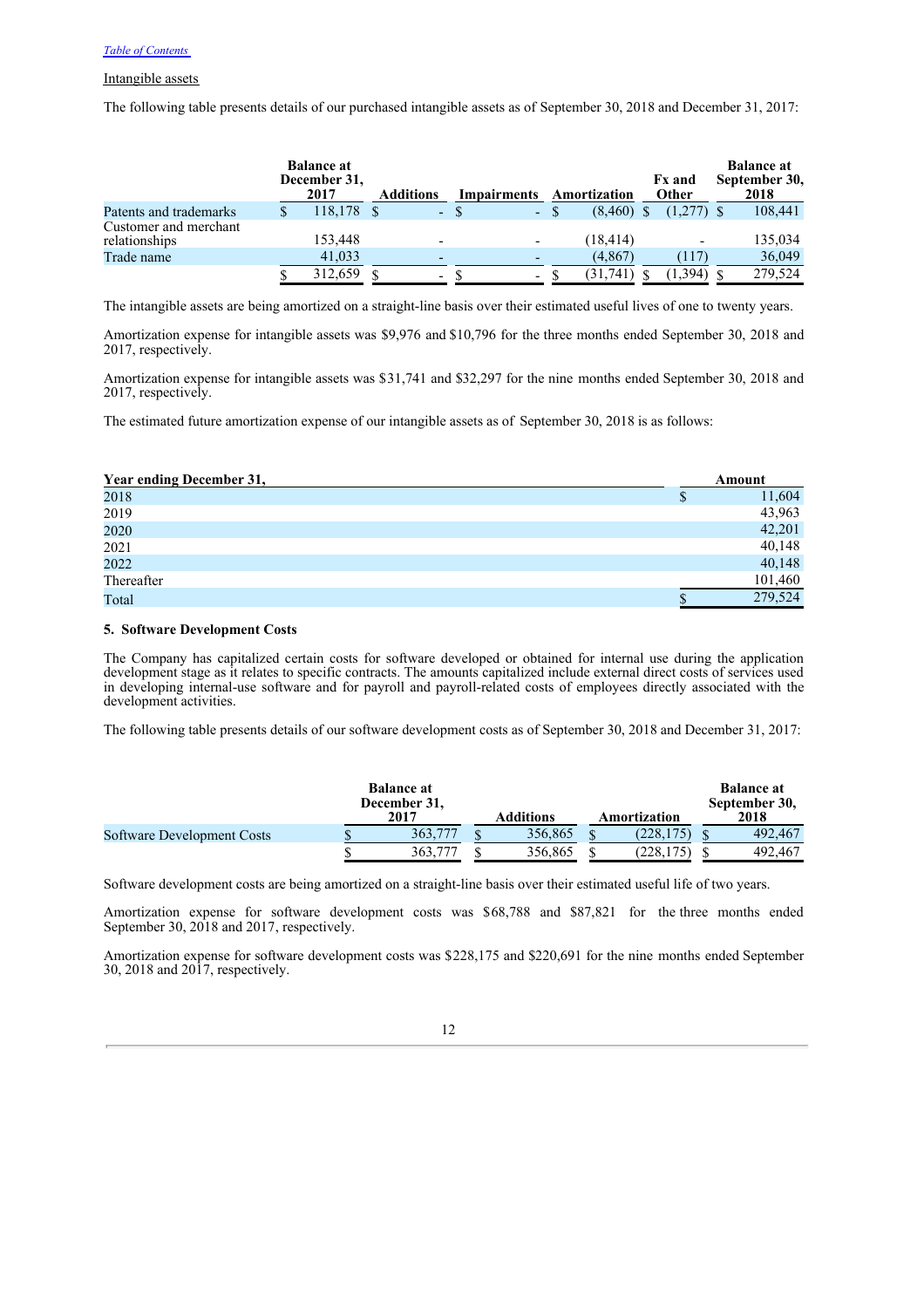[Table of Contents](#)

Intangible assets

The following table presents details of our purchased intangible assets as of September 30, 2018 and December 31, 2017:

| | Balance at December 31, 2017 | Additions | Impairments | Amortization | Fx and Other | Balance at September 30, 2018 |
|---|---|---|---|---|---|---|
| Patents and trademarks | $ 118,178 | $ - | $ - | $ (8,460) | $ (1,277) | $ 108,441 |
| Customer and merchant relationships | 153,448 | - | - | (18,414) | - | 135,034 |
| Trade name | 41,033 | - | - | (4,867) | (117) | 36,049 |
| | $ 312,659 | $ - | $ - | $ (31,741) | $ (1,394) | $ 279,524 |

The intangible assets are being amortized on a straight-line basis over their estimated useful lives of one to twenty years.

Amortization expense for intangible assets was $9,976 and $10,796 for the three months ended September 30, 2018 and 2017, respectively.

Amortization expense for intangible assets was $31,741 and $32,297 for the nine months ended September 30, 2018 and 2017, respectively.

The estimated future amortization expense of our intangible assets as of September 30, 2018 is as follows:

| Year ending December 31, | Amount |
|---|---|
| 2018 | $ 11,604 |
| 2019 | 43,963 |
| 2020 | 42,201 |
| 2021 | 40,148 |
| 2022 | 40,148 |
| Thereafter | 101,460 |
| Total | $ 279,524 |

## 5. Software Development Costs

The Company has capitalized certain costs for software developed or obtained for internal use during the application development stage as it relates to specific contracts. The amounts capitalized include external direct costs of services used in developing internal-use software and for payroll and payroll-related costs of employees directly associated with the development activities.

The following table presents details of our software development costs as of September 30, 2018 and December 31, 2017:

| | Balance at December 31, 2017 | Additions | Amortization | Balance at September 30, 2018 |
|---|---|---|---|---|
| Software Development Costs | $ 363,777 | $ 356,865 | $ (228,175) | $ 492,467 |
| | $ 363,777 | $ 356,865 | $ (228,175) | $ 492,467 |

Software development costs are being amortized on a straight-line basis over their estimated useful life of two years.

Amortization expense for software development costs was $68,788 and $87,821 for the three months ended September 30, 2018 and 2017, respectively.

Amortization expense for software development costs was $228,175 and $220,691 for the nine months ended September 30, 2018 and 2017, respectively.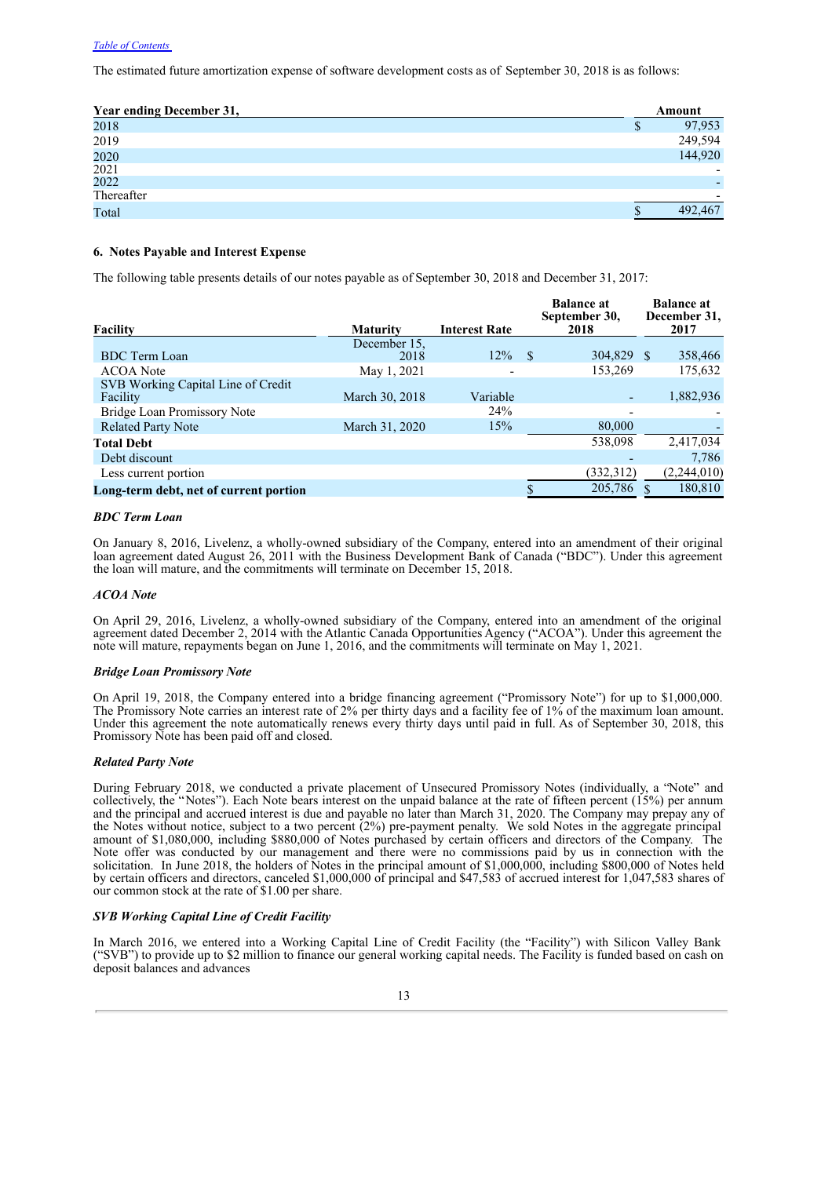The estimated future amortization expense of software development costs as of September 30, 2018 is as follows:

| Year ending December 31, | Amount |
|---|---|
| 2018 | $ 97,953 |
| 2019 | 249,594 |
| 2020 | 144,920 |
| 2021 | - |
| 2022 | - |
| Thereafter | - |
| Total | $ 492,467 |

### 6. Notes Payable and Interest Expense

The following table presents details of our notes payable as of September 30, 2018 and December 31, 2017:

| Facility | Maturity | Interest Rate | Balance at September 30, 2018 | Balance at December 31, 2017 |
|---|---|---|---|---|
| BDC Term Loan | December 15, 2018 | 12% | $ 304,829 | $ 358,466 |
| ACOA Note | May 1, 2021 | - | 153,269 | 175,632 |
| SVB Working Capital Line of Credit Facility | March 30, 2018 | Variable | - | 1,882,936 |
| Bridge Loan Promissory Note | | 24% | - | - |
| Related Party Note | March 31, 2020 | 15% | 80,000 | - |
| **Total Debt** | | | 538,098 | 2,417,034 |
| Debt discount | | | - | 7,786 |
| Less current portion | | | (332,312) | (2,244,010) |
| **Long-term debt, net of current portion** | | | $ 205,786 | $ 180,810 |

***BDC Term Loan***

On January 8, 2016, Livelenz, a wholly-owned subsidiary of the Company, entered into an amendment of their original loan agreement dated August 26, 2011 with the Business Development Bank of Canada ("BDC"). Under this agreement the loan will mature, and the commitments will terminate on December 15, 2018.

***ACOA Note***

On April 29, 2016, Livelenz, a wholly-owned subsidiary of the Company, entered into an amendment of the original agreement dated December 2, 2014 with the Atlantic Canada Opportunities Agency ("ACOA"). Under this agreement the note will mature, repayments began on June 1, 2016, and the commitments will terminate on May 1, 2021.

***Bridge Loan Promissory Note***

On April 19, 2018, the Company entered into a bridge financing agreement ("Promissory Note") for up to $1,000,000. The Promissory Note carries an interest rate of 2% per thirty days and a facility fee of 1% of the maximum loan amount. Under this agreement the note automatically renews every thirty days until paid in full. As of September 30, 2018, this Promissory Note has been paid off and closed.

***Related Party Note***

During February 2018, we conducted a private placement of Unsecured Promissory Notes (individually, a "Note" and collectively, the "Notes"). Each Note bears interest on the unpaid balance at the rate of fifteen percent (15%) per annum and the principal and accrued interest is due and payable no later than March 31, 2020. The Company may prepay any of the Notes without notice, subject to a two percent (2%) pre-payment penalty. We sold Notes in the aggregate principal amount of $1,080,000, including $880,000 of Notes purchased by certain officers and directors of the Company. The Note offer was conducted by our management and there were no commissions paid by us in connection with the solicitation. In June 2018, the holders of Notes in the principal amount of $1,000,000, including $800,000 of Notes held by certain officers and directors, canceled $1,000,000 of principal and $47,583 of accrued interest for 1,047,583 shares of our common stock at the rate of $1.00 per share.

***SVB Working Capital Line of Credit Facility***

In March 2016, we entered into a Working Capital Line of Credit Facility (the "Facility") with Silicon Valley Bank ("SVB") to provide up to $2 million to finance our general working capital needs. The Facility is funded based on cash on deposit balances and advances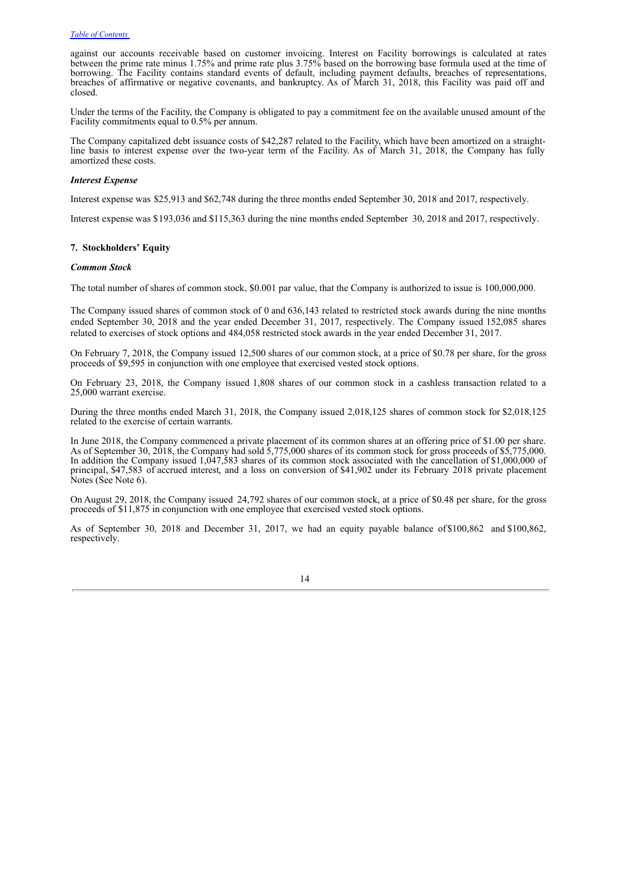against our accounts receivable based on customer invoicing. Interest on Facility borrowings is calculated at rates between the prime rate minus 1.75% and prime rate plus 3.75% based on the borrowing base formula used at the time of borrowing. The Facility contains standard events of default, including payment defaults, breaches of representations, breaches of affirmative or negative covenants, and bankruptcy. As of March 31, 2018, this Facility was paid off and closed.

Under the terms of the Facility, the Company is obligated to pay a commitment fee on the available unused amount of the Facility commitments equal to 0.5% per annum.

The Company capitalized debt issuance costs of $42,287 related to the Facility, which have been amortized on a straight-line basis to interest expense over the two-year term of the Facility. As of March 31, 2018, the Company has fully amortized these costs.

***Interest Expense***

Interest expense was $25,913 and $62,748 during the three months ended September 30, 2018 and 2017, respectively.

Interest expense was $193,036 and $115,363 during the nine months ended September 30, 2018 and 2017, respectively.

**7. Stockholders' Equity**

***Common Stock***

The total number of shares of common stock, $0.001 par value, that the Company is authorized to issue is 100,000,000.

The Company issued shares of common stock of 0 and 636,143 related to restricted stock awards during the nine months ended September 30, 2018 and the year ended December 31, 2017, respectively. The Company issued 152,085 shares related to exercises of stock options and 484,058 restricted stock awards in the year ended December 31, 2017.

On February 7, 2018, the Company issued 12,500 shares of our common stock, at a price of $0.78 per share, for the gross proceeds of $9,595 in conjunction with one employee that exercised vested stock options.

On February 23, 2018, the Company issued 1,808 shares of our common stock in a cashless transaction related to a 25,000 warrant exercise.

During the three months ended March 31, 2018, the Company issued 2,018,125 shares of common stock for $2,018,125 related to the exercise of certain warrants.

In June 2018, the Company commenced a private placement of its common shares at an offering price of $1.00 per share. As of September 30, 2018, the Company had sold 5,775,000 shares of its common stock for gross proceeds of $5,775,000. In addition the Company issued 1,047,583 shares of its common stock associated with the cancellation of $1,000,000 of principal, $47,583 of accrued interest, and a loss on conversion of $41,902 under its February 2018 private placement Notes (See Note 6).

On August 29, 2018, the Company issued 24,792 shares of our common stock, at a price of $0.48 per share, for the gross proceeds of $11,875 in conjunction with one employee that exercised vested stock options.

As of September 30, 2018 and December 31, 2017, we had an equity payable balance of $100,862 and $100,862, respectively.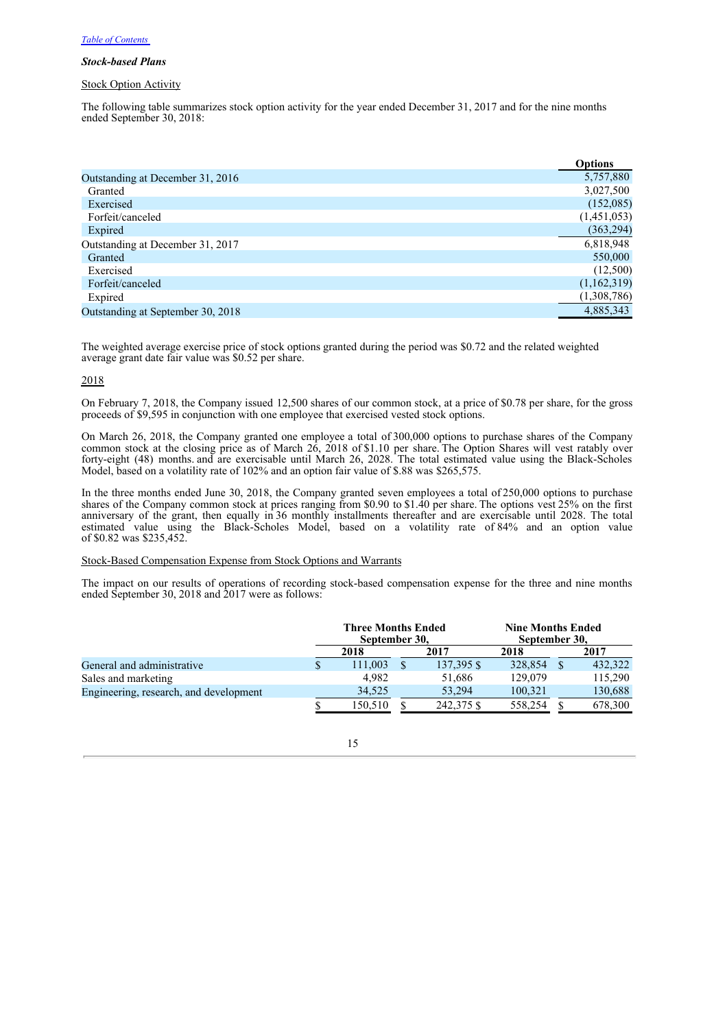*Stock-based Plans*

Stock Option Activity

The following table summarizes stock option activity for the year ended December 31, 2017 and for the nine months ended September 30, 2018:

| | Options |
|---|---|
| Outstanding at December 31, 2016 | 5,757,880 |
| Granted | 3,027,500 |
| Exercised | (152,085) |
| Forfeit/canceled | (1,451,053) |
| Expired | (363,294) |
| Outstanding at December 31, 2017 | 6,818,948 |
| Granted | 550,000 |
| Exercised | (12,500) |
| Forfeit/canceled | (1,162,319) |
| Expired | (1,308,786) |
| Outstanding at September 30, 2018 | 4,885,343 |

The weighted average exercise price of stock options granted during the period was $0.72 and the related weighted average grant date fair value was $0.52 per share.

2018

On February 7, 2018, the Company issued 12,500 shares of our common stock, at a price of $0.78 per share, for the gross proceeds of $9,595 in conjunction with one employee that exercised vested stock options.

On March 26, 2018, the Company granted one employee a total of 300,000 options to purchase shares of the Company common stock at the closing price as of March 26, 2018 of $1.10 per share. The Option Shares will vest ratably over forty-eight (48) months. and are exercisable until March 26, 2028. The total estimated value using the Black-Scholes Model, based on a volatility rate of 102% and an option fair value of $.88 was $265,575.

In the three months ended June 30, 2018, the Company granted seven employees a total of 250,000 options to purchase shares of the Company common stock at prices ranging from $0.90 to $1.40 per share. The options vest 25% on the first anniversary of the grant, then equally in 36 monthly installments thereafter and are exercisable until 2028. The total estimated value using the Black-Scholes Model, based on a volatility rate of 84% and an option value of $0.82 was $235,452.

Stock-Based Compensation Expense from Stock Options and Warrants

The impact on our results of operations of recording stock-based compensation expense for the three and nine months ended September 30, 2018 and 2017 were as follows:

| | Three Months Ended September 30, | | Nine Months Ended September 30, | |
|---|---|---|---|---|
| | 2018 | 2017 | 2018 | 2017 |
| General and administrative | $ 111,003 | $ 137,395 | $ 328,854 | $ 432,322 |
| Sales and marketing | 4,982 | 51,686 | 129,079 | 115,290 |
| Engineering, research, and development | 34,525 | 53,294 | 100,321 | 130,688 |
| | $ 150,510 | $ 242,375 | $ 558,254 | $ 678,300 |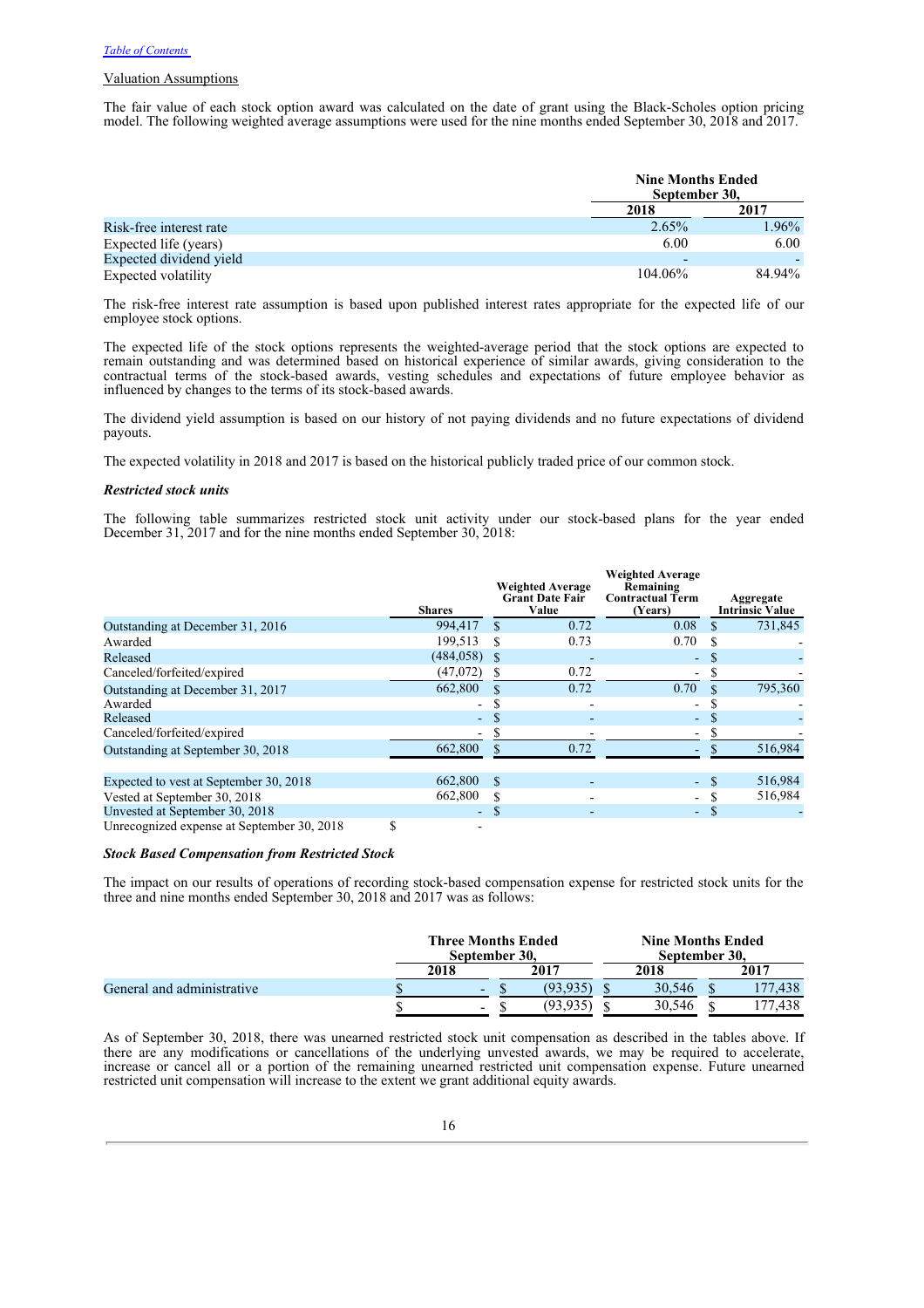[Table of Contents](#)

Valuation Assumptions

The fair value of each stock option award was calculated on the date of grant using the Black-Scholes option pricing model. The following weighted average assumptions were used for the nine months ended September 30, 2018 and 2017.

| | Nine Months Ended September 30, | |
|---|---|---|
| | 2018 | 2017 |
| Risk-free interest rate | 2.65% | 1.96% |
| Expected life (years) | 6.00 | 6.00 |
| Expected dividend yield | - | - |
| Expected volatility | 104.06% | 84.94% |

The risk-free interest rate assumption is based upon published interest rates appropriate for the expected life of our employee stock options.

The expected life of the stock options represents the weighted-average period that the stock options are expected to remain outstanding and was determined based on historical experience of similar awards, giving consideration to the contractual terms of the stock-based awards, vesting schedules and expectations of future employee behavior as influenced by changes to the terms of its stock-based awards.

The dividend yield assumption is based on our history of not paying dividends and no future expectations of dividend payouts.

The expected volatility in 2018 and 2017 is based on the historical publicly traded price of our common stock.

***Restricted stock units***

The following table summarizes restricted stock unit activity under our stock-based plans for the year ended December 31, 2017 and for the nine months ended September 30, 2018:

| | Shares | Weighted Average Grant Date Fair Value | Weighted Average Remaining Contractual Term (Years) | Aggregate Intrinsic Value |
|---|---|---|---|---|
| Outstanding at December 31, 2016 | 994,417 | $ 0.72 | 0.08 | $ 731,845 |
| Awarded | 199,513 | $ 0.73 | 0.70 | $ - |
| Released | (484,058) | $ - | - | $ - |
| Canceled/forfeited/expired | (47,072) | $ 0.72 | - | $ - |
| Outstanding at December 31, 2017 | 662,800 | $ 0.72 | 0.70 | $ 795,360 |
| Awarded | - | $ - | - | $ - |
| Released | - | $ - | - | $ - |
| Canceled/forfeited/expired | - | $ - | - | $ - |
| Outstanding at September 30, 2018 | 662,800 | $ 0.72 | - | $ 516,984 |
| | | | | |
| Expected to vest at September 30, 2018 | 662,800 | $ - | - | $ 516,984 |
| Vested at September 30, 2018 | 662,800 | $ - | - | $ 516,984 |
| Unvested at September 30, 2018 | - | $ - | - | $ - |
| Unrecognized expense at September 30, 2018 | $ - | | | |

***Stock Based Compensation from Restricted Stock***

The impact on our results of operations of recording stock-based compensation expense for restricted stock units for the three and nine months ended September 30, 2018 and 2017 was as follows:

| | Three Months Ended September 30, | | Nine Months Ended September 30, | |
|---|---|---|---|---|
| | 2018 | 2017 | 2018 | 2017 |
| General and administrative | $ - | $ (93,935) | $ 30,546 | $ 177,438 |
| | $ - | $ (93,935) | $ 30,546 | $ 177,438 |

As of September 30, 2018, there was unearned restricted stock unit compensation as described in the tables above. If there are any modifications or cancellations of the underlying unvested awards, we may be required to accelerate, increase or cancel all or a portion of the remaining unearned restricted unit compensation expense. Future unearned restricted unit compensation will increase to the extent we grant additional equity awards.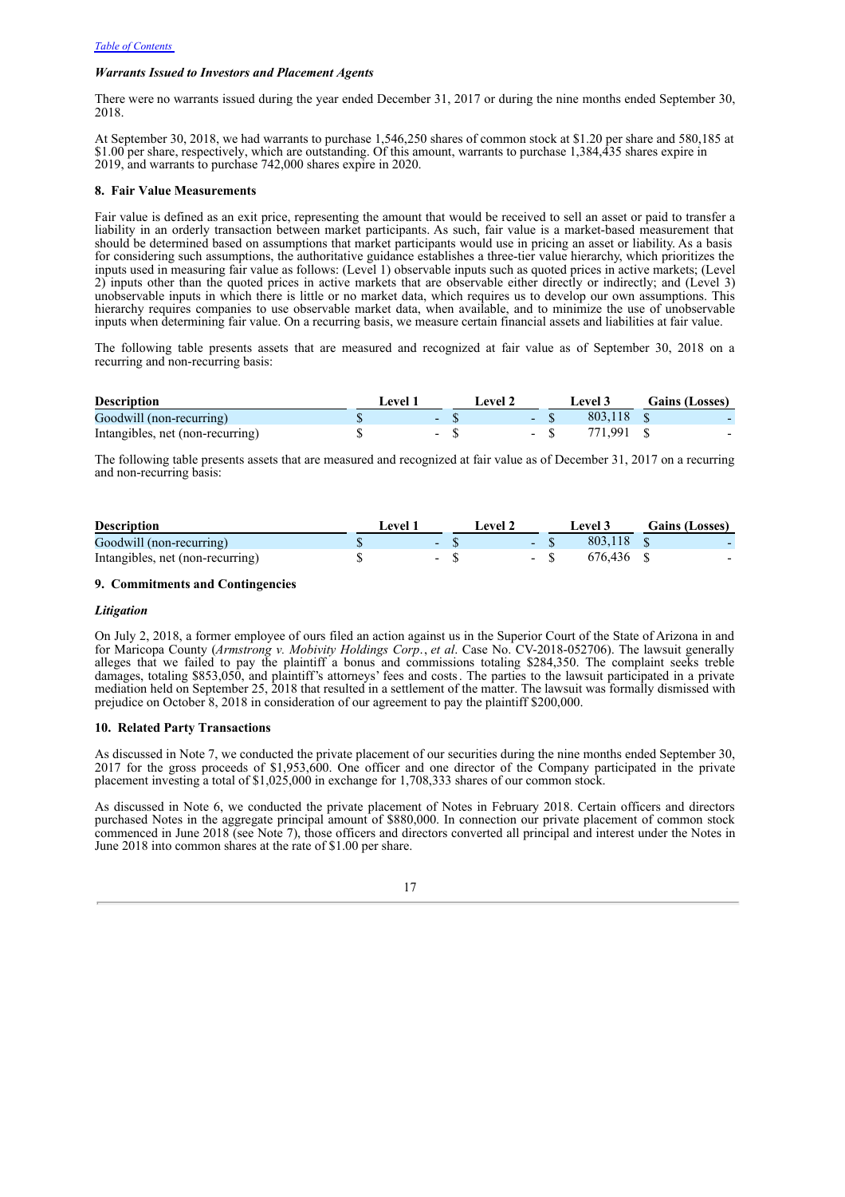*Warrants Issued to Investors and Placement Agents*

There were no warrants issued during the year ended December 31, 2017 or during the nine months ended September 30, 2018.

At September 30, 2018, we had warrants to purchase 1,546,250 shares of common stock at $1.20 per share and 580,185 at $1.00 per share, respectively, which are outstanding. Of this amount, warrants to purchase 1,384,435 shares expire in 2019, and warrants to purchase 742,000 shares expire in 2020.

**8. Fair Value Measurements**

Fair value is defined as an exit price, representing the amount that would be received to sell an asset or paid to transfer a liability in an orderly transaction between market participants. As such, fair value is a market-based measurement that should be determined based on assumptions that market participants would use in pricing an asset or liability. As a basis for considering such assumptions, the authoritative guidance establishes a three-tier value hierarchy, which prioritizes the inputs used in measuring fair value as follows: (Level 1) observable inputs such as quoted prices in active markets; (Level 2) inputs other than the quoted prices in active markets that are observable either directly or indirectly; and (Level 3) unobservable inputs in which there is little or no market data, which requires us to develop our own assumptions. This hierarchy requires companies to use observable market data, when available, and to minimize the use of unobservable inputs when determining fair value. On a recurring basis, we measure certain financial assets and liabilities at fair value.

The following table presents assets that are measured and recognized at fair value as of September 30, 2018 on a recurring and non-recurring basis:

| Description | Level 1 | Level 2 | Level 3 | Gains (Losses) |
|---|---|---|---|---|
| Goodwill (non-recurring) | $ - | $ - | $ 803,118 | $ - |
| Intangibles, net (non-recurring) | $ - | $ - | $ 771,991 | $ - |

The following table presents assets that are measured and recognized at fair value as of December 31, 2017 on a recurring and non-recurring basis:

| Description | Level 1 | Level 2 | Level 3 | Gains (Losses) |
|---|---|---|---|---|
| Goodwill (non-recurring) | $ - | $ - | $ 803,118 | $ - |
| Intangibles, net (non-recurring) | $ - | $ - | $ 676,436 | $ - |

**9. Commitments and Contingencies**

*Litigation*

On July 2, 2018, a former employee of ours filed an action against us in the Superior Court of the State of Arizona in and for Maricopa County (*Armstrong v. Mobivity Holdings Corp.*, *et al*. Case No. CV-2018-052706). The lawsuit generally alleges that we failed to pay the plaintiff a bonus and commissions totaling $284,350. The complaint seeks treble damages, totaling $853,050, and plaintiff's attorneys' fees and costs. The parties to the lawsuit participated in a private mediation held on September 25, 2018 that resulted in a settlement of the matter. The lawsuit was formally dismissed with prejudice on October 8, 2018 in consideration of our agreement to pay the plaintiff $200,000.

**10. Related Party Transactions**

As discussed in Note 7, we conducted the private placement of our securities during the nine months ended September 30, 2017 for the gross proceeds of $1,953,600. One officer and one director of the Company participated in the private placement investing a total of $1,025,000 in exchange for 1,708,333 shares of our common stock.

As discussed in Note 6, we conducted the private placement of Notes in February 2018. Certain officers and directors purchased Notes in the aggregate principal amount of $880,000. In connection our private placement of common stock commenced in June 2018 (see Note 7), those officers and directors converted all principal and interest under the Notes in June 2018 into common shares at the rate of $1.00 per share.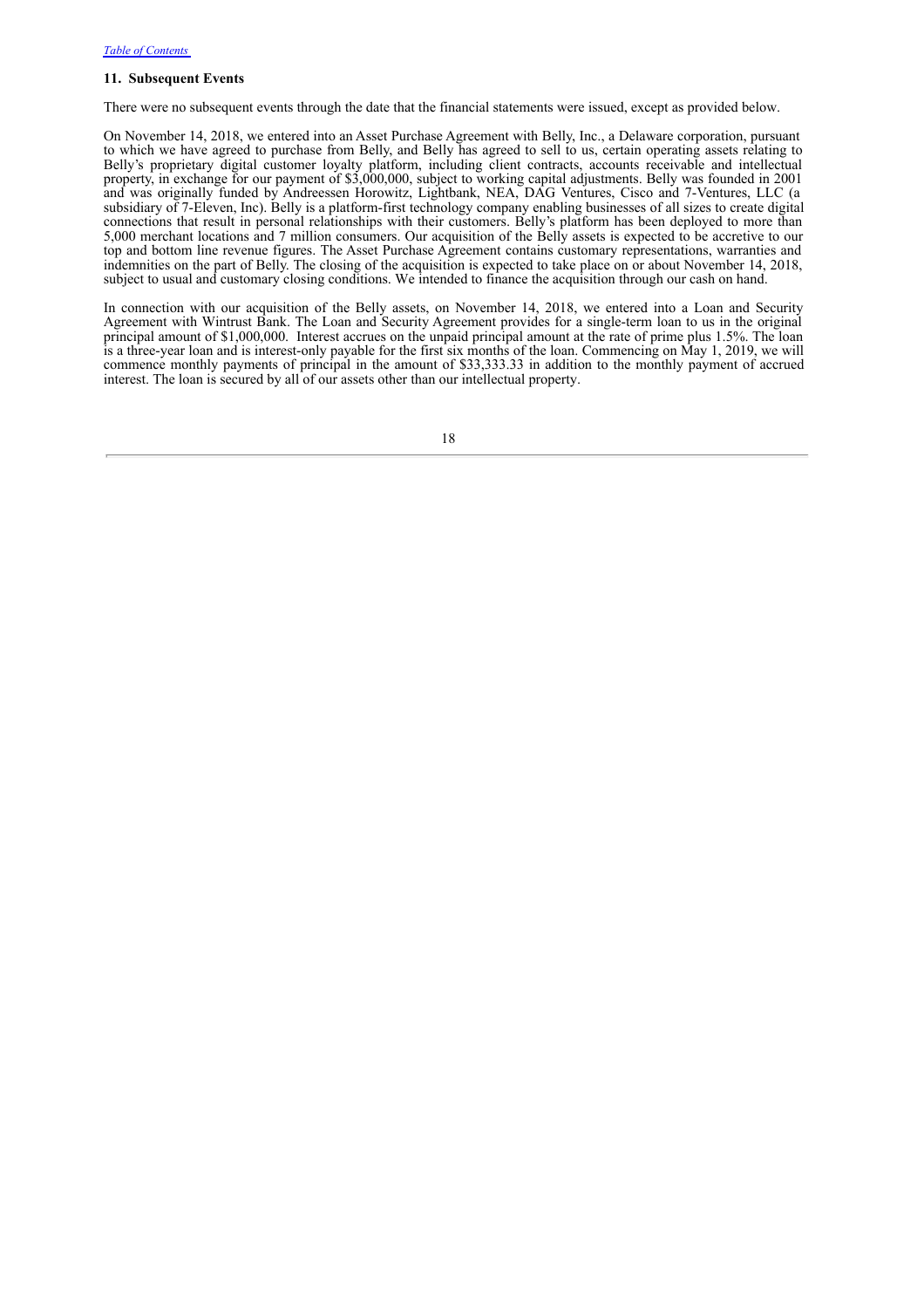### 11. Subsequent Events

There were no subsequent events through the date that the financial statements were issued, except as provided below.

On November 14, 2018, we entered into an Asset Purchase Agreement with Belly, Inc., a Delaware corporation, pursuant to which we have agreed to purchase from Belly, and Belly has agreed to sell to us, certain operating assets relating to Belly's proprietary digital customer loyalty platform, including client contracts, accounts receivable and intellectual property, in exchange for our payment of $3,000,000, subject to working capital adjustments. Belly was founded in 2001 and was originally funded by Andreessen Horowitz, Lightbank, NEA, DAG Ventures, Cisco and 7-Ventures, LLC (a subsidiary of 7-Eleven, Inc). Belly is a platform-first technology company enabling businesses of all sizes to create digital connections that result in personal relationships with their customers. Belly's platform has been deployed to more than 5,000 merchant locations and 7 million consumers. Our acquisition of the Belly assets is expected to be accretive to our top and bottom line revenue figures. The Asset Purchase Agreement contains customary representations, warranties and indemnities on the part of Belly. The closing of the acquisition is expected to take place on or about November 14, 2018, subject to usual and customary closing conditions. We intended to finance the acquisition through our cash on hand.

In connection with our acquisition of the Belly assets, on November 14, 2018, we entered into a Loan and Security Agreement with Wintrust Bank. The Loan and Security Agreement provides for a single-term loan to us in the original principal amount of $1,000,000. Interest accrues on the unpaid principal amount at the rate of prime plus 1.5%. The loan is a three-year loan and is interest-only payable for the first six months of the loan. Commencing on May 1, 2019, we will commence monthly payments of principal in the amount of $33,333.33 in addition to the monthly payment of accrued interest. The loan is secured by all of our assets other than our intellectual property.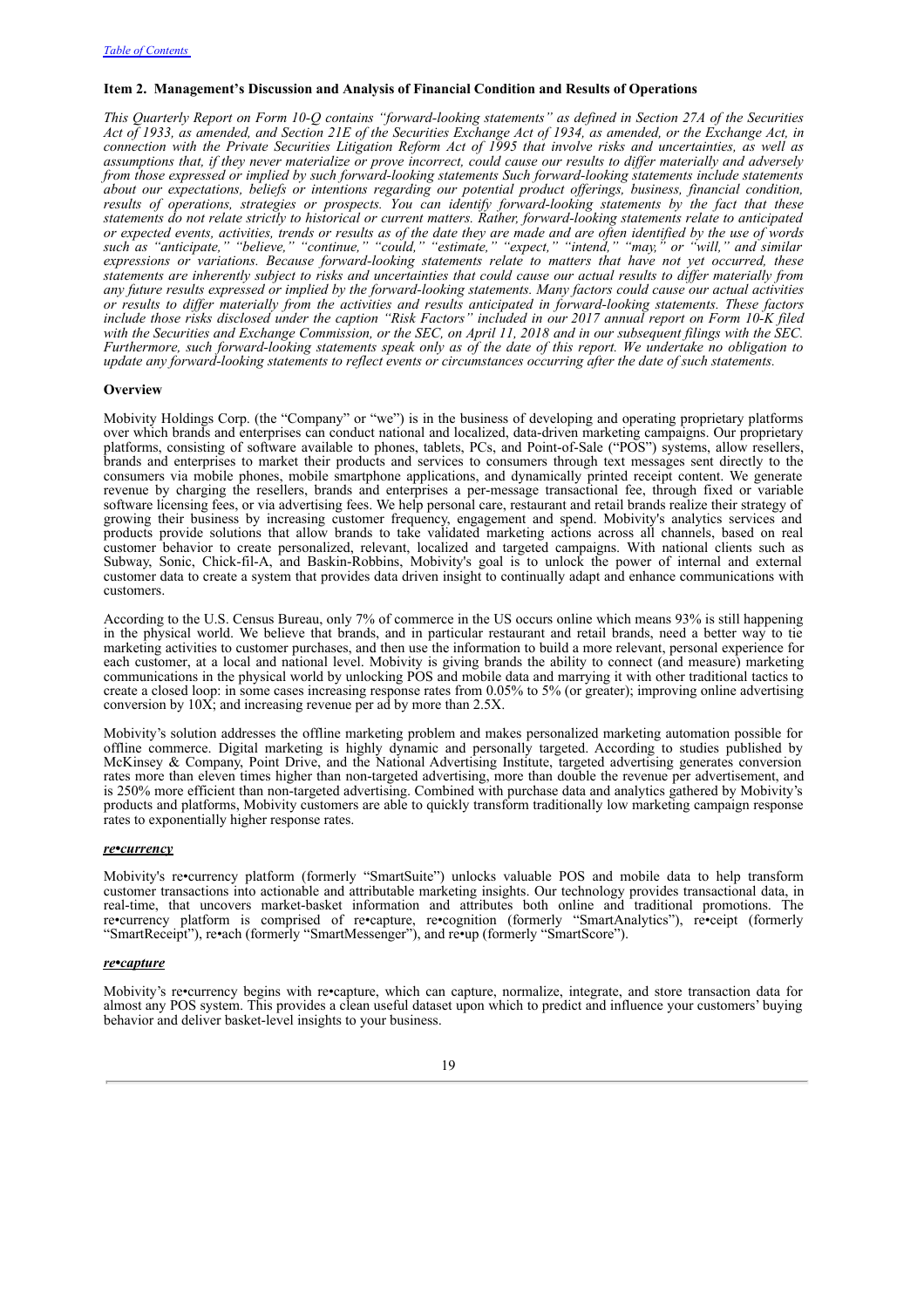### Item 2. Management's Discussion and Analysis of Financial Condition and Results of Operations

*This Quarterly Report on Form 10-Q contains "forward-looking statements" as defined in Section 27A of the Securities Act of 1933, as amended, and Section 21E of the Securities Exchange Act of 1934, as amended, or the Exchange Act, in connection with the Private Securities Litigation Reform Act of 1995 that involve risks and uncertainties, as well as assumptions that, if they never materialize or prove incorrect, could cause our results to differ materially and adversely from those expressed or implied by such forward-looking statements Such forward-looking statements include statements about our expectations, beliefs or intentions regarding our potential product offerings, business, financial condition, results of operations, strategies or prospects. You can identify forward-looking statements by the fact that these statements do not relate strictly to historical or current matters. Rather, forward-looking statements relate to anticipated or expected events, activities, trends or results as of the date they are made and are often identified by the use of words such as "anticipate," "believe," "continue," "could," "estimate," "expect," "intend," "may," or "will," and similar expressions or variations. Because forward-looking statements relate to matters that have not yet occurred, these statements are inherently subject to risks and uncertainties that could cause our actual results to differ materially from any future results expressed or implied by the forward-looking statements. Many factors could cause our actual activities or results to differ materially from the activities and results anticipated in forward-looking statements. These factors include those risks disclosed under the caption "Risk Factors" included in our 2017 annual report on Form 10-K filed with the Securities and Exchange Commission, or the SEC, on April 11, 2018 and in our subsequent filings with the SEC. Furthermore, such forward-looking statements speak only as of the date of this report. We undertake no obligation to update any forward-looking statements to reflect events or circumstances occurring after the date of such statements.*

#### Overview

Mobivity Holdings Corp. (the "Company" or "we") is in the business of developing and operating proprietary platforms over which brands and enterprises can conduct national and localized, data-driven marketing campaigns. Our proprietary platforms, consisting of software available to phones, tablets, PCs, and Point-of-Sale ("POS") systems, allow resellers, brands and enterprises to market their products and services to consumers through text messages sent directly to the consumers via mobile phones, mobile smartphone applications, and dynamically printed receipt content. We generate revenue by charging the resellers, brands and enterprises a per-message transactional fee, through fixed or variable software licensing fees, or via advertising fees. We help personal care, restaurant and retail brands realize their strategy of growing their business by increasing customer frequency, engagement and spend. Mobivity's analytics services and products provide solutions that allow brands to take validated marketing actions across all channels, based on real customer behavior to create personalized, relevant, localized and targeted campaigns. With national clients such as Subway, Sonic, Chick-fil-A, and Baskin-Robbins, Mobivity's goal is to unlock the power of internal and external customer data to create a system that provides data driven insight to continually adapt and enhance communications with customers.

According to the U.S. Census Bureau, only 7% of commerce in the US occurs online which means 93% is still happening in the physical world. We believe that brands, and in particular restaurant and retail brands, need a better way to tie marketing activities to customer purchases, and then use the information to build a more relevant, personal experience for each customer, at a local and national level. Mobivity is giving brands the ability to connect (and measure) marketing communications in the physical world by unlocking POS and mobile data and marrying it with other traditional tactics to create a closed loop: in some cases increasing response rates from 0.05% to 5% (or greater); improving online advertising conversion by 10X; and increasing revenue per ad by more than 2.5X.

Mobivity's solution addresses the offline marketing problem and makes personalized marketing automation possible for offline commerce. Digital marketing is highly dynamic and personally targeted. According to studies published by McKinsey & Company, Point Drive, and the National Advertising Institute, targeted advertising generates conversion rates more than eleven times higher than non-targeted advertising, more than double the revenue per advertisement, and is 250% more efficient than non-targeted advertising. Combined with purchase data and analytics gathered by Mobivity's products and platforms, Mobivity customers are able to quickly transform traditionally low marketing campaign response rates to exponentially higher response rates.

***re•currency***

Mobivity's re•currency platform (formerly "SmartSuite") unlocks valuable POS and mobile data to help transform customer transactions into actionable and attributable marketing insights. Our technology provides transactional data, in real-time, that uncovers market-basket information and attributes both online and traditional promotions. The re•currency platform is comprised of re•capture, re•cognition (formerly "SmartAnalytics"), re•ceipt (formerly "SmartReceipt"), re•ach (formerly "SmartMessenger"), and re•up (formerly "SmartScore").

***re•capture***

Mobivity's re•currency begins with re•capture, which can capture, normalize, integrate, and store transaction data for almost any POS system. This provides a clean useful dataset upon which to predict and influence your customers' buying behavior and deliver basket-level insights to your business.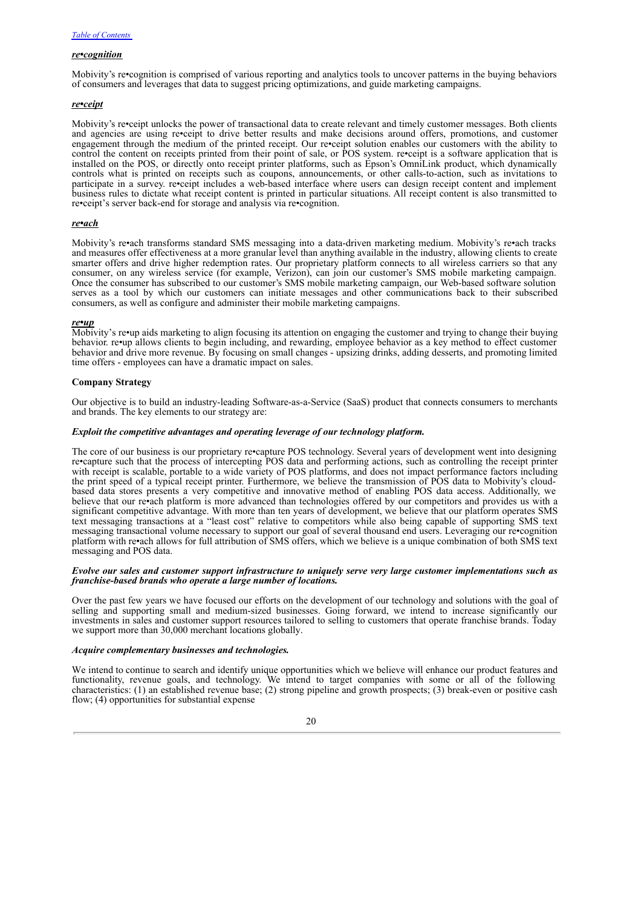***re•cognition***

Mobivity's re•cognition is comprised of various reporting and analytics tools to uncover patterns in the buying behaviors of consumers and leverages that data to suggest pricing optimizations, and guide marketing campaigns.

***re•ceipt***

Mobivity's re•ceipt unlocks the power of transactional data to create relevant and timely customer messages. Both clients and agencies are using re•ceipt to drive better results and make decisions around offers, promotions, and customer engagement through the medium of the printed receipt. Our re•ceipt solution enables our customers with the ability to control the content on receipts printed from their point of sale, or POS system. re•ceipt is a software application that is installed on the POS, or directly onto receipt printer platforms, such as Epson's OmniLink product, which dynamically controls what is printed on receipts such as coupons, announcements, or other calls-to-action, such as invitations to participate in a survey. re•ceipt includes a web-based interface where users can design receipt content and implement business rules to dictate what receipt content is printed in particular situations. All receipt content is also transmitted to re•ceipt's server back-end for storage and analysis via re•cognition.

***re•ach***

Mobivity's re•ach transforms standard SMS messaging into a data-driven marketing medium. Mobivity's re•ach tracks and measures offer effectiveness at a more granular level than anything available in the industry, allowing clients to create smarter offers and drive higher redemption rates. Our proprietary platform connects to all wireless carriers so that any consumer, on any wireless service (for example, Verizon), can join our customer's SMS mobile marketing campaign. Once the consumer has subscribed to our customer's SMS mobile marketing campaign, our Web-based software solution serves as a tool by which our customers can initiate messages and other communications back to their subscribed consumers, as well as configure and administer their mobile marketing campaigns.

***re•up***

Mobivity's re•up aids marketing to align focusing its attention on engaging the customer and trying to change their buying behavior. re•up allows clients to begin including, and rewarding, employee behavior as a key method to effect customer behavior and drive more revenue. By focusing on small changes - upsizing drinks, adding desserts, and promoting limited time offers - employees can have a dramatic impact on sales.

**Company Strategy**

Our objective is to build an industry-leading Software-as-a-Service (SaaS) product that connects consumers to merchants and brands. The key elements to our strategy are:

***Exploit the competitive advantages and operating leverage of our technology platform.***

The core of our business is our proprietary re•capture POS technology. Several years of development went into designing re•capture such that the process of intercepting POS data and performing actions, such as controlling the receipt printer with receipt is scalable, portable to a wide variety of POS platforms, and does not impact performance factors including the print speed of a typical receipt printer. Furthermore, we believe the transmission of POS data to Mobivity's cloud-based data stores presents a very competitive and innovative method of enabling POS data access. Additionally, we believe that our re•ach platform is more advanced than technologies offered by our competitors and provides us with a significant competitive advantage. With more than ten years of development, we believe that our platform operates SMS text messaging transactions at a "least cost" relative to competitors while also being capable of supporting SMS text messaging transactional volume necessary to support our goal of several thousand end users. Leveraging our re•cognition platform with re•ach allows for full attribution of SMS offers, which we believe is a unique combination of both SMS text messaging and POS data.

***Evolve our sales and customer support infrastructure to uniquely serve very large customer implementations such as franchise-based brands who operate a large number of locations.***

Over the past few years we have focused our efforts on the development of our technology and solutions with the goal of selling and supporting small and medium-sized businesses. Going forward, we intend to increase significantly our investments in sales and customer support resources tailored to selling to customers that operate franchise brands. Today we support more than 30,000 merchant locations globally.

***Acquire complementary businesses and technologies.***

We intend to continue to search and identify unique opportunities which we believe will enhance our product features and functionality, revenue goals, and technology. We intend to target companies with some or all of the following characteristics: (1) an established revenue base; (2) strong pipeline and growth prospects; (3) break-even or positive cash flow; (4) opportunities for substantial expense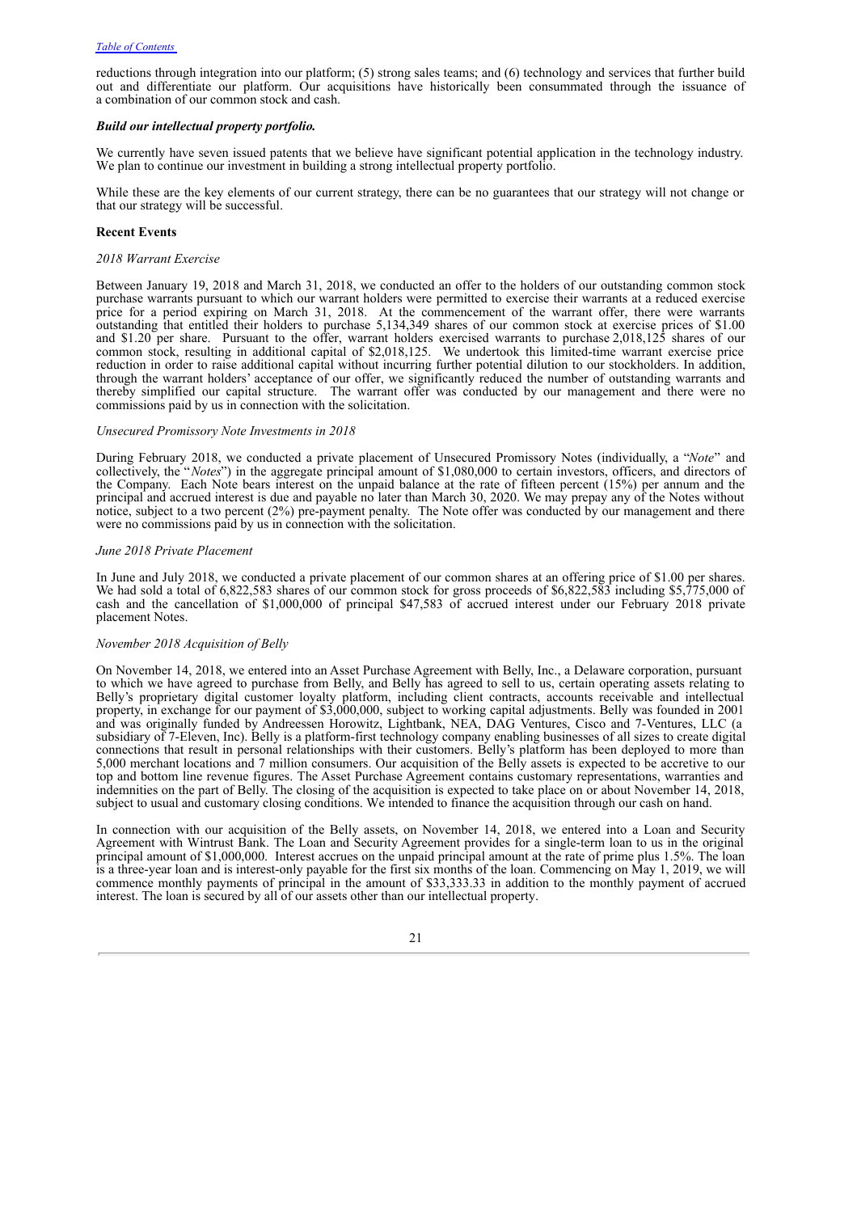reductions through integration into our platform; (5) strong sales teams; and (6) technology and services that further build out and differentiate our platform. Our acquisitions have historically been consummated through the issuance of a combination of our common stock and cash.

***Build our intellectual property portfolio.***

We currently have seven issued patents that we believe have significant potential application in the technology industry. We plan to continue our investment in building a strong intellectual property portfolio.

While these are the key elements of our current strategy, there can be no guarantees that our strategy will not change or that our strategy will be successful.

**Recent Events**

*2018 Warrant Exercise*

Between January 19, 2018 and March 31, 2018, we conducted an offer to the holders of our outstanding common stock purchase warrants pursuant to which our warrant holders were permitted to exercise their warrants at a reduced exercise price for a period expiring on March 31, 2018. At the commencement of the warrant offer, there were warrants outstanding that entitled their holders to purchase 5,134,349 shares of our common stock at exercise prices of $1.00 and $1.20 per share. Pursuant to the offer, warrant holders exercised warrants to purchase 2,018,125 shares of our common stock, resulting in additional capital of $2,018,125. We undertook this limited-time warrant exercise price reduction in order to raise additional capital without incurring further potential dilution to our stockholders. In addition, through the warrant holders' acceptance of our offer, we significantly reduced the number of outstanding warrants and thereby simplified our capital structure. The warrant offer was conducted by our management and there were no commissions paid by us in connection with the solicitation.

*Unsecured Promissory Note Investments in 2018*

During February 2018, we conducted a private placement of Unsecured Promissory Notes (individually, a "*Note*" and collectively, the "*Notes*") in the aggregate principal amount of $1,080,000 to certain investors, officers, and directors of the Company. Each Note bears interest on the unpaid balance at the rate of fifteen percent (15%) per annum and the principal and accrued interest is due and payable no later than March 30, 2020. We may prepay any of the Notes without notice, subject to a two percent (2%) pre-payment penalty. The Note offer was conducted by our management and there were no commissions paid by us in connection with the solicitation.

*June 2018 Private Placement*

In June and July 2018, we conducted a private placement of our common shares at an offering price of $1.00 per shares. We had sold a total of 6,822,583 shares of our common stock for gross proceeds of $6,822,583 including $5,775,000 of cash and the cancellation of $1,000,000 of principal $47,583 of accrued interest under our February 2018 private placement Notes.

*November 2018 Acquisition of Belly*

On November 14, 2018, we entered into an Asset Purchase Agreement with Belly, Inc., a Delaware corporation, pursuant to which we have agreed to purchase from Belly, and Belly has agreed to sell to us, certain operating assets relating to Belly's proprietary digital customer loyalty platform, including client contracts, accounts receivable and intellectual property, in exchange for our payment of $3,000,000, subject to working capital adjustments. Belly was founded in 2001 and was originally funded by Andreessen Horowitz, Lightbank, NEA, DAG Ventures, Cisco and 7-Ventures, LLC (a subsidiary of 7-Eleven, Inc). Belly is a platform-first technology company enabling businesses of all sizes to create digital connections that result in personal relationships with their customers. Belly's platform has been deployed to more than 5,000 merchant locations and 7 million consumers. Our acquisition of the Belly assets is expected to be accretive to our top and bottom line revenue figures. The Asset Purchase Agreement contains customary representations, warranties and indemnities on the part of Belly. The closing of the acquisition is expected to take place on or about November 14, 2018, subject to usual and customary closing conditions. We intended to finance the acquisition through our cash on hand.

In connection with our acquisition of the Belly assets, on November 14, 2018, we entered into a Loan and Security Agreement with Wintrust Bank. The Loan and Security Agreement provides for a single-term loan to us in the original principal amount of $1,000,000. Interest accrues on the unpaid principal amount at the rate of prime plus 1.5%. The loan is a three-year loan and is interest-only payable for the first six months of the loan. Commencing on May 1, 2019, we will commence monthly payments of principal in the amount of $33,333.33 in addition to the monthly payment of accrued interest. The loan is secured by all of our assets other than our intellectual property.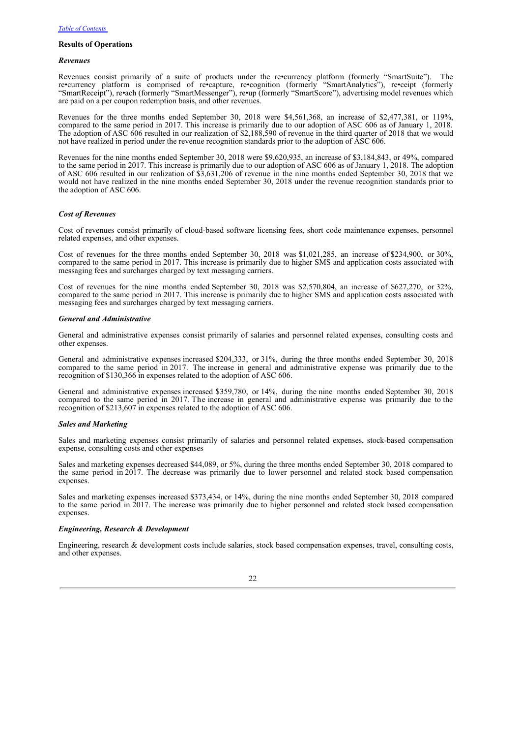[Table of Contents](#)

### Results of Operations

#### *Revenues*

Revenues consist primarily of a suite of products under the re•currency platform (formerly "SmartSuite"). The re•currency platform is comprised of re•capture, re•cognition (formerly "SmartAnalytics"), re•ceipt (formerly "SmartReceipt"), re•ach (formerly "SmartMessenger"), re•up (formerly "SmartScore"), advertising model revenues which are paid on a per coupon redemption basis, and other revenues.

Revenues for the three months ended September 30, 2018 were $4,561,368, an increase of $2,477,381, or 119%, compared to the same period in 2017. This increase is primarily due to our adoption of ASC 606 as of January 1, 2018. The adoption of ASC 606 resulted in our realization of $2,188,590 of revenue in the third quarter of 2018 that we would not have realized in period under the revenue recognition standards prior to the adoption of ASC 606.

Revenues for the nine months ended September 30, 2018 were $9,620,935, an increase of $3,184,843, or 49%, compared to the same period in 2017. This increase is primarily due to our adoption of ASC 606 as of January 1, 2018. The adoption of ASC 606 resulted in our realization of $3,631,206 of revenue in the nine months ended September 30, 2018 that we would not have realized in the nine months ended September 30, 2018 under the revenue recognition standards prior to the adoption of ASC 606.

#### *Cost of Revenues*

Cost of revenues consist primarily of cloud-based software licensing fees, short code maintenance expenses, personnel related expenses, and other expenses.

Cost of revenues for the three months ended September 30, 2018 was $1,021,285, an increase of $234,900, or 30%, compared to the same period in 2017. This increase is primarily due to higher SMS and application costs associated with messaging fees and surcharges charged by text messaging carriers.

Cost of revenues for the nine months ended September 30, 2018 was $2,570,804, an increase of $627,270, or 32%, compared to the same period in 2017. This increase is primarily due to higher SMS and application costs associated with messaging fees and surcharges charged by text messaging carriers.

#### *General and Administrative*

General and administrative expenses consist primarily of salaries and personnel related expenses, consulting costs and other expenses.

General and administrative expenses increased $204,333, or 31%, during the three months ended September 30, 2018 compared to the same period in 2017. The increase in general and administrative expense was primarily due to the recognition of $130,366 in expenses related to the adoption of ASC 606.

General and administrative expenses increased $359,780, or 14%, during the nine months ended September 30, 2018 compared to the same period in 2017. The increase in general and administrative expense was primarily due to the recognition of $213,607 in expenses related to the adoption of ASC 606.

#### *Sales and Marketing*

Sales and marketing expenses consist primarily of salaries and personnel related expenses, stock-based compensation expense, consulting costs and other expenses

Sales and marketing expenses decreased $44,089, or 5%, during the three months ended September 30, 2018 compared to the same period in 2017. The decrease was primarily due to lower personnel and related stock based compensation expenses.

Sales and marketing expenses increased $373,434, or 14%, during the nine months ended September 30, 2018 compared to the same period in 2017. The increase was primarily due to higher personnel and related stock based compensation expenses.

#### *Engineering, Research & Development*

Engineering, research & development costs include salaries, stock based compensation expenses, travel, consulting costs, and other expenses.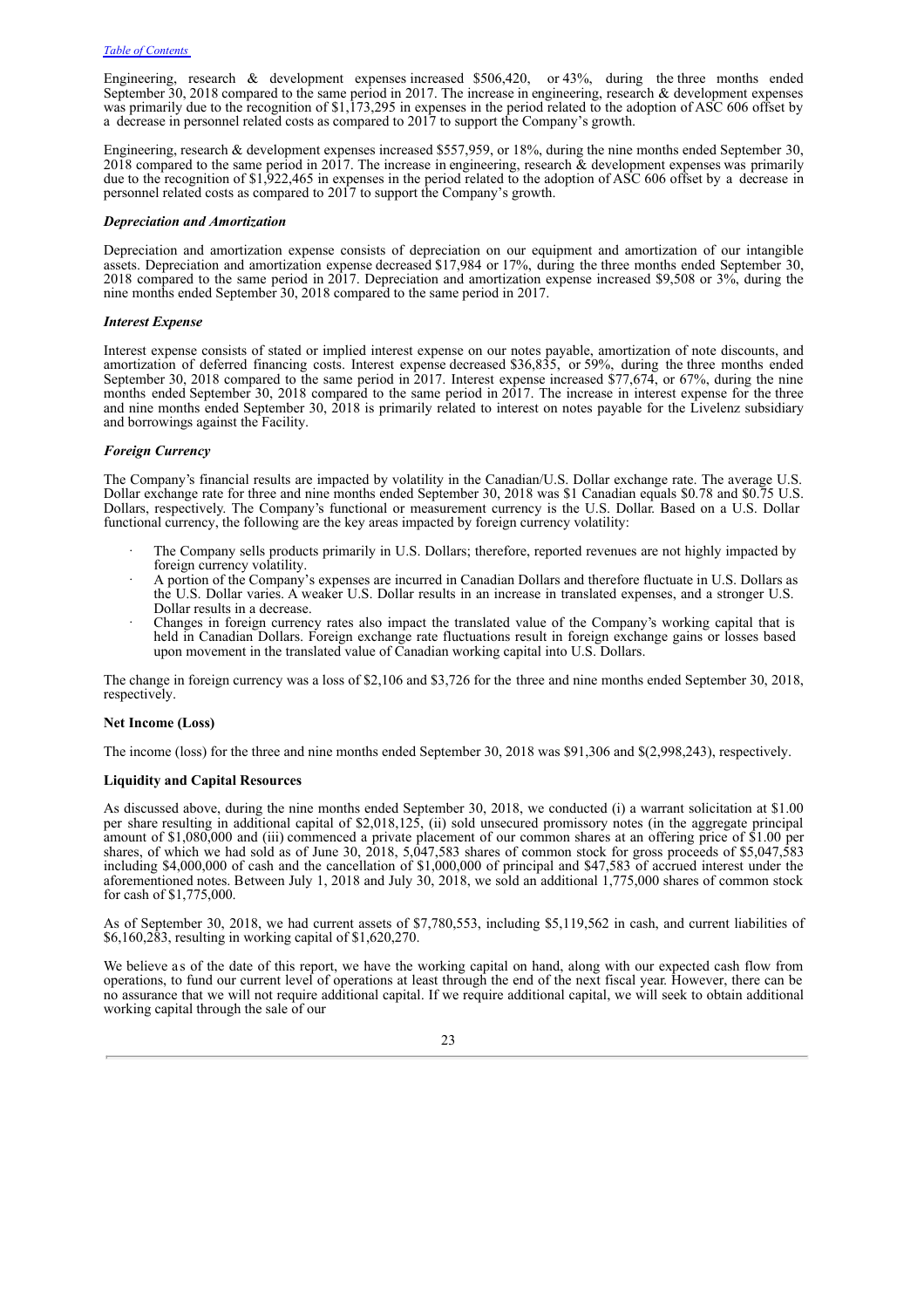Engineering, research & development expenses increased \$506,420, or 43%, during the three months ended September 30, 2018 compared to the same period in 2017. The increase in engineering, research & development expenses was primarily due to the recognition of \$1,173,295 in expenses in the period related to the adoption of ASC 606 offset by a decrease in personnel related costs as compared to 2017 to support the Company's growth.

Engineering, research & development expenses increased \$557,959, or 18%, during the nine months ended September 30, 2018 compared to the same period in 2017. The increase in engineering, research & development expenses was primarily due to the recognition of \$1,922,465 in expenses in the period related to the adoption of ASC 606 offset by a decrease in personnel related costs as compared to 2017 to support the Company's growth.

### *Depreciation and Amortization*

Depreciation and amortization expense consists of depreciation on our equipment and amortization of our intangible assets. Depreciation and amortization expense decreased \$17,984 or 17%, during the three months ended September 30, 2018 compared to the same period in 2017. Depreciation and amortization expense increased \$9,508 or 3%, during the nine months ended September 30, 2018 compared to the same period in 2017.

### *Interest Expense*

Interest expense consists of stated or implied interest expense on our notes payable, amortization of note discounts, and amortization of deferred financing costs. Interest expense decreased \$36,835, or 59%, during the three months ended September 30, 2018 compared to the same period in 2017. Interest expense increased \$77,674, or 67%, during the nine months ended September 30, 2018 compared to the same period in 2017. The increase in interest expense for the three and nine months ended September 30, 2018 is primarily related to interest on notes payable for the Livelenz subsidiary and borrowings against the Facility.

### *Foreign Currency*

The Company's financial results are impacted by volatility in the Canadian/U.S. Dollar exchange rate. The average U.S. Dollar exchange rate for three and nine months ended September 30, 2018 was \$1 Canadian equals \$0.78 and \$0.75 U.S. Dollars, respectively. The Company's functional or measurement currency is the U.S. Dollar. Based on a U.S. Dollar functional currency, the following are the key areas impacted by foreign currency volatility:

- The Company sells products primarily in U.S. Dollars; therefore, reported revenues are not highly impacted by foreign currency volatility.
- A portion of the Company's expenses are incurred in Canadian Dollars and therefore fluctuate in U.S. Dollars as the U.S. Dollar varies. A weaker U.S. Dollar results in an increase in translated expenses, and a stronger U.S. Dollar results in a decrease.
- Changes in foreign currency rates also impact the translated value of the Company's working capital that is held in Canadian Dollars. Foreign exchange rate fluctuations result in foreign exchange gains or losses based upon movement in the translated value of Canadian working capital into U.S. Dollars.

The change in foreign currency was a loss of \$2,106 and \$3,726 for the three and nine months ended September 30, 2018, respectively.

### **Net Income (Loss)**

The income (loss) for the three and nine months ended September 30, 2018 was \$91,306 and \$(2,998,243), respectively.

### **Liquidity and Capital Resources**

As discussed above, during the nine months ended September 30, 2018, we conducted (i) a warrant solicitation at \$1.00 per share resulting in additional capital of \$2,018,125, (ii) sold unsecured promissory notes (in the aggregate principal amount of \$1,080,000 and (iii) commenced a private placement of our common shares at an offering price of \$1.00 per shares, of which we had sold as of June 30, 2018, 5,047,583 shares of common stock for gross proceeds of \$5,047,583 including \$4,000,000 of cash and the cancellation of \$1,000,000 of principal and \$47,583 of accrued interest under the aforementioned notes. Between July 1, 2018 and July 30, 2018, we sold an additional 1,775,000 shares of common stock for cash of \$1,775,000.

As of September 30, 2018, we had current assets of \$7,780,553, including \$5,119,562 in cash, and current liabilities of \$6,160,283, resulting in working capital of \$1,620,270.

We believe as of the date of this report, we have the working capital on hand, along with our expected cash flow from operations, to fund our current level of operations at least through the end of the next fiscal year. However, there can be no assurance that we will not require additional capital. If we require additional capital, we will seek to obtain additional working capital through the sale of our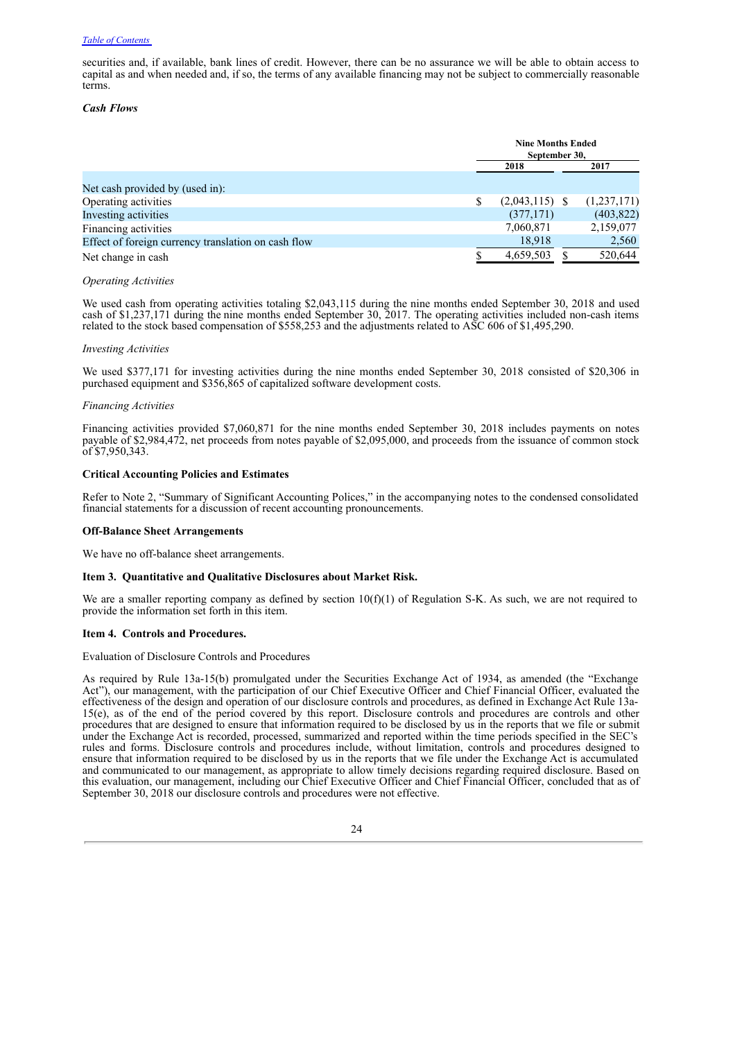securities and, if available, bank lines of credit. However, there can be no assurance we will be able to obtain access to capital as and when needed and, if so, the terms of any available financing may not be subject to commercially reasonable terms.

***Cash Flows***

| | Nine Months Ended September 30, | |
|---|---|---|
| | 2018 | 2017 |
| Net cash provided by (used in): | | |
| Operating activities | $ (2,043,115) | $ (1,237,171) |
| Investing activities | (377,171) | (403,822) |
| Financing activities | 7,060,871 | 2,159,077 |
| Effect of foreign currency translation on cash flow | 18,918 | 2,560 |
| Net change in cash | $ 4,659,503 | $ 520,644 |

*Operating Activities*

We used cash from operating activities totaling $2,043,115 during the nine months ended September 30, 2018 and used cash of $1,237,171 during the nine months ended September 30, 2017. The operating activities included non-cash items related to the stock based compensation of $558,253 and the adjustments related to ASC 606 of $1,495,290.

*Investing Activities*

We used $377,171 for investing activities during the nine months ended September 30, 2018 consisted of $20,306 in purchased equipment and $356,865 of capitalized software development costs.

*Financing Activities*

Financing activities provided $7,060,871 for the nine months ended September 30, 2018 includes payments on notes payable of $2,984,472, net proceeds from notes payable of $2,095,000, and proceeds from the issuance of common stock of $7,950,343.

**Critical Accounting Policies and Estimates**

Refer to Note 2, "Summary of Significant Accounting Polices," in the accompanying notes to the condensed consolidated financial statements for a discussion of recent accounting pronouncements.

**Off-Balance Sheet Arrangements**

We have no off-balance sheet arrangements.

**Item 3. Quantitative and Qualitative Disclosures about Market Risk.**

We are a smaller reporting company as defined by section 10(f)(1) of Regulation S-K. As such, we are not required to provide the information set forth in this item.

**Item 4. Controls and Procedures.**

Evaluation of Disclosure Controls and Procedures

As required by Rule 13a-15(b) promulgated under the Securities Exchange Act of 1934, as amended (the "Exchange Act"), our management, with the participation of our Chief Executive Officer and Chief Financial Officer, evaluated the effectiveness of the design and operation of our disclosure controls and procedures, as defined in Exchange Act Rule 13a-15(e), as of the end of the period covered by this report. Disclosure controls and procedures are controls and other procedures that are designed to ensure that information required to be disclosed by us in the reports that we file or submit under the Exchange Act is recorded, processed, summarized and reported within the time periods specified in the SEC's rules and forms. Disclosure controls and procedures include, without limitation, controls and procedures designed to ensure that information required to be disclosed by us in the reports that we file under the Exchange Act is accumulated and communicated to our management, as appropriate to allow timely decisions regarding required disclosure. Based on this evaluation, our management, including our Chief Executive Officer and Chief Financial Officer, concluded that as of September 30, 2018 our disclosure controls and procedures were not effective.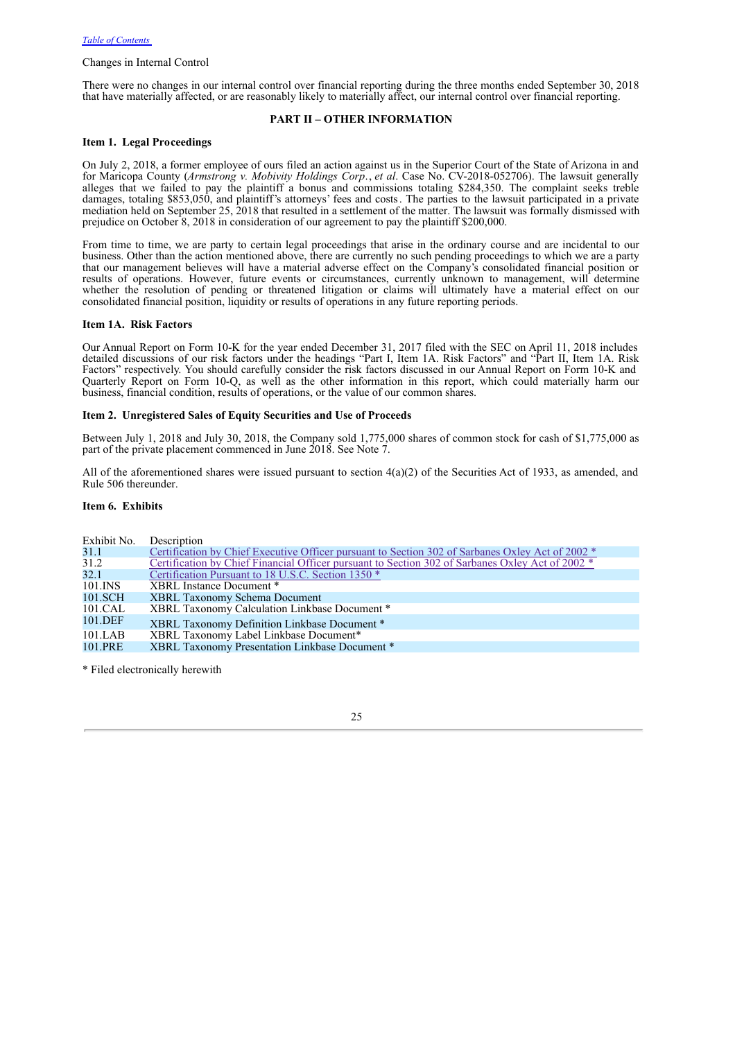Changes in Internal Control

There were no changes in our internal control over financial reporting during the three months ended September 30, 2018 that have materially affected, or are reasonably likely to materially affect, our internal control over financial reporting.

## PART II – OTHER INFORMATION

### Item 1. Legal Proceedings

On July 2, 2018, a former employee of ours filed an action against us in the Superior Court of the State of Arizona in and for Maricopa County (*Armstrong v. Mobivity Holdings Corp.*, *et al*. Case No. CV-2018-052706). The lawsuit generally alleges that we failed to pay the plaintiff a bonus and commissions totaling $284,350. The complaint seeks treble damages, totaling $853,050, and plaintiff's attorneys' fees and costs. The parties to the lawsuit participated in a private mediation held on September 25, 2018 that resulted in a settlement of the matter. The lawsuit was formally dismissed with prejudice on October 8, 2018 in consideration of our agreement to pay the plaintiff $200,000.

From time to time, we are party to certain legal proceedings that arise in the ordinary course and are incidental to our business. Other than the action mentioned above, there are currently no such pending proceedings to which we are a party that our management believes will have a material adverse effect on the Company's consolidated financial position or results of operations. However, future events or circumstances, currently unknown to management, will determine whether the resolution of pending or threatened litigation or claims will ultimately have a material effect on our consolidated financial position, liquidity or results of operations in any future reporting periods.

### Item 1A. Risk Factors

Our Annual Report on Form 10-K for the year ended December 31, 2017 filed with the SEC on April 11, 2018 includes detailed discussions of our risk factors under the headings "Part I, Item 1A. Risk Factors" and "Part II, Item 1A. Risk Factors" respectively. You should carefully consider the risk factors discussed in our Annual Report on Form 10-K and Quarterly Report on Form 10-Q, as well as the other information in this report, which could materially harm our business, financial condition, results of operations, or the value of our common shares.

### Item 2. Unregistered Sales of Equity Securities and Use of Proceeds

Between July 1, 2018 and July 30, 2018, the Company sold 1,775,000 shares of common stock for cash of $1,775,000 as part of the private placement commenced in June 2018. See Note 7.

All of the aforementioned shares were issued pursuant to section 4(a)(2) of the Securities Act of 1933, as amended, and Rule 506 thereunder.

### Item 6. Exhibits

| Exhibit No. | Description |
|---|---|
| 31.1 | Certification by Chief Executive Officer pursuant to Section 302 of Sarbanes Oxley Act of 2002 * |
| 31.2 | Certification by Chief Financial Officer pursuant to Section 302 of Sarbanes Oxley Act of 2002 * |
| 32.1 | Certification Pursuant to 18 U.S.C. Section 1350 * |
| 101.INS | XBRL Instance Document * |
| 101.SCH | XBRL Taxonomy Schema Document |
| 101.CAL | XBRL Taxonomy Calculation Linkbase Document * |
| 101.DEF | XBRL Taxonomy Definition Linkbase Document * |
| 101.LAB | XBRL Taxonomy Label Linkbase Document* |
| 101.PRE | XBRL Taxonomy Presentation Linkbase Document * |

\* Filed electronically herewith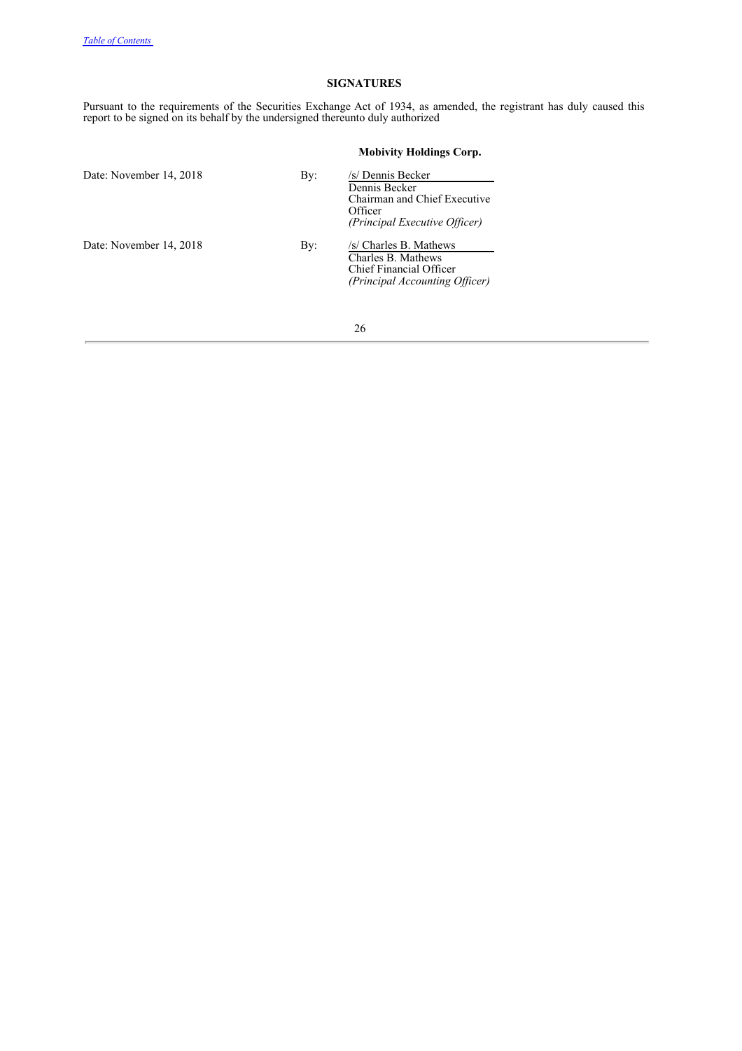## SIGNATURES

Pursuant to the requirements of the Securities Exchange Act of 1934, as amended, the registrant has duly caused this report to be signed on its behalf by the undersigned thereunto duly authorized

**Mobivity Holdings Corp.**

| | | |
|---|---|---|
| Date: November 14, 2018 | By: | /s/ Dennis Becker<br>Dennis Becker<br>Chairman and Chief Executive Officer<br>*(Principal Executive Officer)* |
| Date: November 14, 2018 | By: | /s/ Charles B. Mathews<br>Charles B. Mathews<br>Chief Financial Officer<br>*(Principal Accounting Officer)* |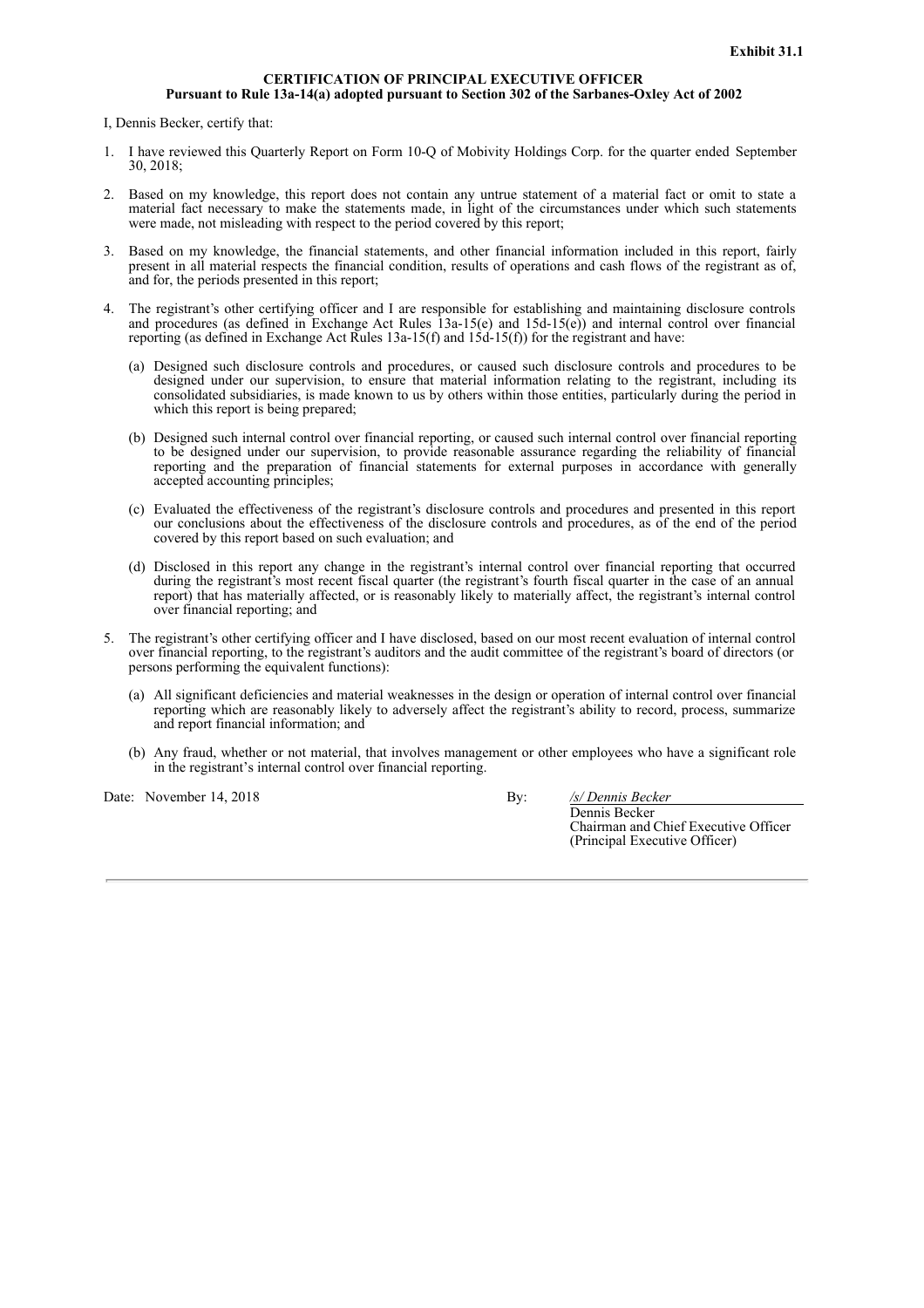**Exhibit 31.1**

**CERTIFICATION OF PRINCIPAL EXECUTIVE OFFICER**
**Pursuant to Rule 13a-14(a) adopted pursuant to Section 302 of the Sarbanes-Oxley Act of 2002**

I, Dennis Becker, certify that:

1. I have reviewed this Quarterly Report on Form 10-Q of Mobivity Holdings Corp. for the quarter ended September 30, 2018;

2. Based on my knowledge, this report does not contain any untrue statement of a material fact or omit to state a material fact necessary to make the statements made, in light of the circumstances under which such statements were made, not misleading with respect to the period covered by this report;

3. Based on my knowledge, the financial statements, and other financial information included in this report, fairly present in all material respects the financial condition, results of operations and cash flows of the registrant as of, and for, the periods presented in this report;

4. The registrant's other certifying officer and I are responsible for establishing and maintaining disclosure controls and procedures (as defined in Exchange Act Rules 13a-15(e) and 15d-15(e)) and internal control over financial reporting (as defined in Exchange Act Rules 13a-15(f) and 15d-15(f)) for the registrant and have:

   (a) Designed such disclosure controls and procedures, or caused such disclosure controls and procedures to be designed under our supervision, to ensure that material information relating to the registrant, including its consolidated subsidiaries, is made known to us by others within those entities, particularly during the period in which this report is being prepared;

   (b) Designed such internal control over financial reporting, or caused such internal control over financial reporting to be designed under our supervision, to provide reasonable assurance regarding the reliability of financial reporting and the preparation of financial statements for external purposes in accordance with generally accepted accounting principles;

   (c) Evaluated the effectiveness of the registrant's disclosure controls and procedures and presented in this report our conclusions about the effectiveness of the disclosure controls and procedures, as of the end of the period covered by this report based on such evaluation; and

   (d) Disclosed in this report any change in the registrant's internal control over financial reporting that occurred during the registrant's most recent fiscal quarter (the registrant's fourth fiscal quarter in the case of an annual report) that has materially affected, or is reasonably likely to materially affect, the registrant's internal control over financial reporting; and

5. The registrant's other certifying officer and I have disclosed, based on our most recent evaluation of internal control over financial reporting, to the registrant's auditors and the audit committee of the registrant's board of directors (or persons performing the equivalent functions):

   (a) All significant deficiencies and material weaknesses in the design or operation of internal control over financial reporting which are reasonably likely to adversely affect the registrant's ability to record, process, summarize and report financial information; and

   (b) Any fraud, whether or not material, that involves management or other employees who have a significant role in the registrant's internal control over financial reporting.

Date: November 14, 2018

By: */s/ Dennis Becker*
Dennis Becker
Chairman and Chief Executive Officer
(Principal Executive Officer)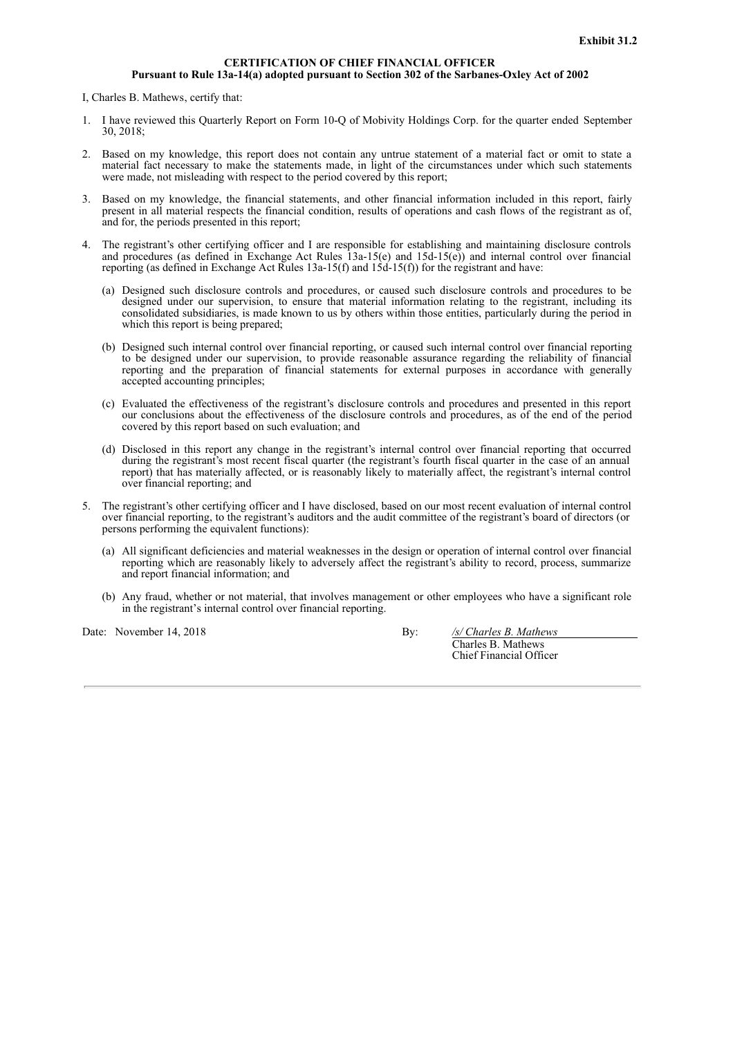**Exhibit 31.2**

**CERTIFICATION OF CHIEF FINANCIAL OFFICER**
**Pursuant to Rule 13a-14(a) adopted pursuant to Section 302 of the Sarbanes-Oxley Act of 2002**

I, Charles B. Mathews, certify that:

1. I have reviewed this Quarterly Report on Form 10-Q of Mobivity Holdings Corp. for the quarter ended September 30, 2018;

2. Based on my knowledge, this report does not contain any untrue statement of a material fact or omit to state a material fact necessary to make the statements made, in light of the circumstances under which such statements were made, not misleading with respect to the period covered by this report;

3. Based on my knowledge, the financial statements, and other financial information included in this report, fairly present in all material respects the financial condition, results of operations and cash flows of the registrant as of, and for, the periods presented in this report;

4. The registrant's other certifying officer and I are responsible for establishing and maintaining disclosure controls and procedures (as defined in Exchange Act Rules 13a-15(e) and 15d-15(e)) and internal control over financial reporting (as defined in Exchange Act Rules 13a-15(f) and 15d-15(f)) for the registrant and have:

   (a) Designed such disclosure controls and procedures, or caused such disclosure controls and procedures to be designed under our supervision, to ensure that material information relating to the registrant, including its consolidated subsidiaries, is made known to us by others within those entities, particularly during the period in which this report is being prepared;

   (b) Designed such internal control over financial reporting, or caused such internal control over financial reporting to be designed under our supervision, to provide reasonable assurance regarding the reliability of financial reporting and the preparation of financial statements for external purposes in accordance with generally accepted accounting principles;

   (c) Evaluated the effectiveness of the registrant's disclosure controls and procedures and presented in this report our conclusions about the effectiveness of the disclosure controls and procedures, as of the end of the period covered by this report based on such evaluation; and

   (d) Disclosed in this report any change in the registrant's internal control over financial reporting that occurred during the registrant's most recent fiscal quarter (the registrant's fourth fiscal quarter in the case of an annual report) that has materially affected, or is reasonably likely to materially affect, the registrant's internal control over financial reporting; and

5. The registrant's other certifying officer and I have disclosed, based on our most recent evaluation of internal control over financial reporting, to the registrant's auditors and the audit committee of the registrant's board of directors (or persons performing the equivalent functions):

   (a) All significant deficiencies and material weaknesses in the design or operation of internal control over financial reporting which are reasonably likely to adversely affect the registrant's ability to record, process, summarize and report financial information; and

   (b) Any fraud, whether or not material, that involves management or other employees who have a significant role in the registrant's internal control over financial reporting.

Date: November 14, 2018

By: */s/ Charles B. Mathews*
Charles B. Mathews
Chief Financial Officer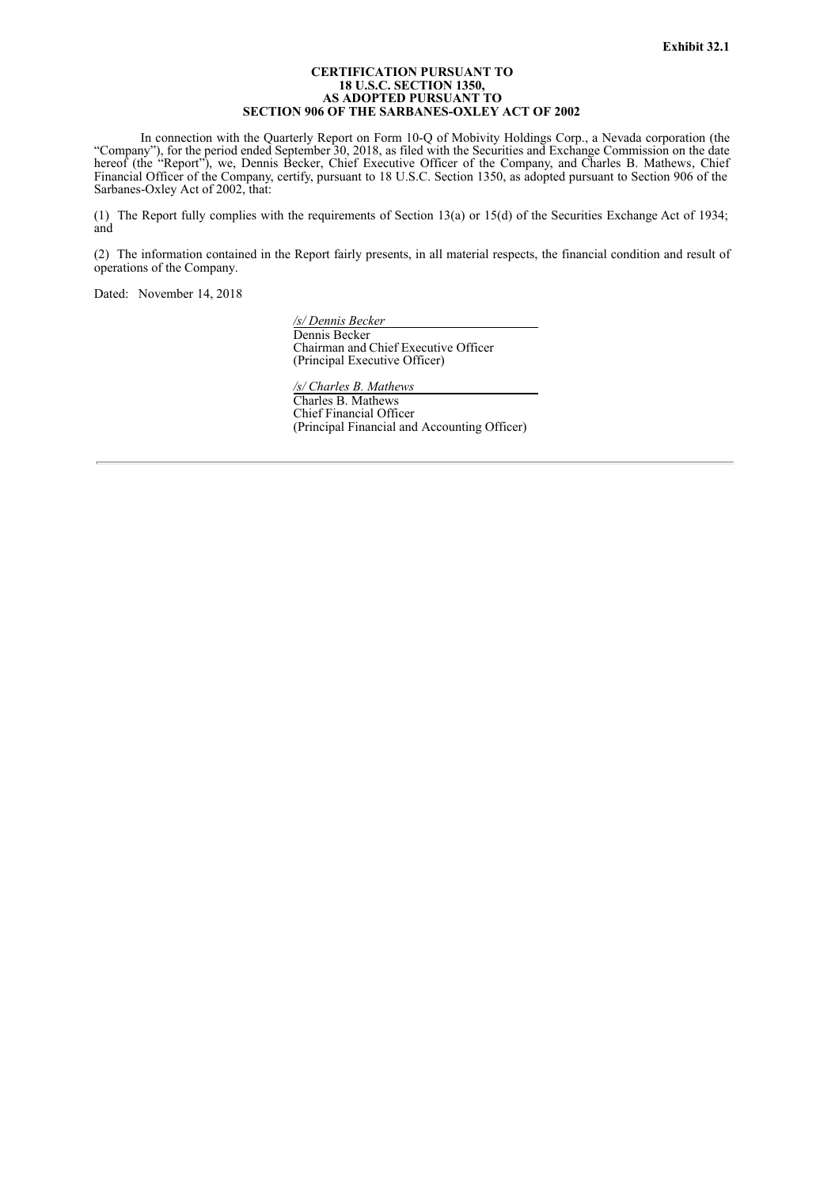**Exhibit 32.1**

**CERTIFICATION PURSUANT TO**
**18 U.S.C. SECTION 1350,**
**AS ADOPTED PURSUANT TO**
**SECTION 906 OF THE SARBANES-OXLEY ACT OF 2002**

In connection with the Quarterly Report on Form 10-Q of Mobivity Holdings Corp., a Nevada corporation (the "Company"), for the period ended September 30, 2018, as filed with the Securities and Exchange Commission on the date hereof (the "Report"), we, Dennis Becker, Chief Executive Officer of the Company, and Charles B. Mathews, Chief Financial Officer of the Company, certify, pursuant to 18 U.S.C. Section 1350, as adopted pursuant to Section 906 of the Sarbanes-Oxley Act of 2002, that:

(1) The Report fully complies with the requirements of Section 13(a) or 15(d) of the Securities Exchange Act of 1934; and

(2) The information contained in the Report fairly presents, in all material respects, the financial condition and result of operations of the Company.

Dated: November 14, 2018

*/s/ Dennis Becker*
Dennis Becker
Chairman and Chief Executive Officer
(Principal Executive Officer)

*/s/ Charles B. Mathews*
Charles B. Mathews
Chief Financial Officer
(Principal Financial and Accounting Officer)